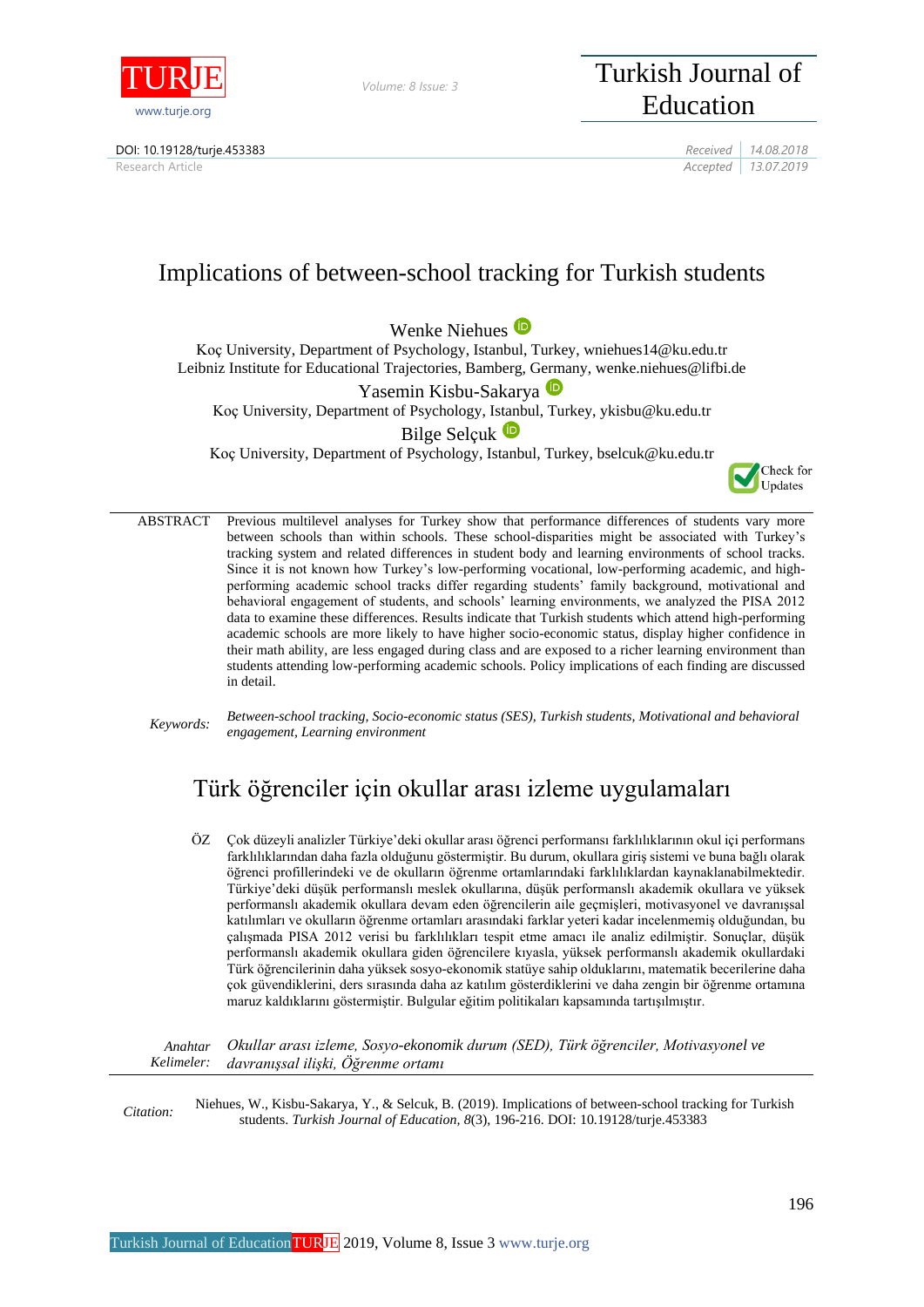DOI: 10.19128/turje.453383

Research Article

Received 14.08.2018

Accepted 13.07.2019

# Implications of between-school tracking for Turkish students

Wenke Niehues

Koç University, Department of Psychology, Istanbul, Turkey, wniehues14@ku.edu.tr

Leibniz Institute for Educational Trajectories, Bamberg, Germany, wenke.niehues@lifbi.de

Yasemin Kisbu-Sakarya

Koç University, Department of Psychology, Istanbul, Turkey, ykisbu@ku.edu.tr

Bilge Selçuk

Koç University, Department of Psychology, Istanbul, Turkey, bselcuk@ku.edu.tr

**ABSTRACT** Previous multilevel analyses for Turkey show that performance differences of students vary more between schools than within schools. These school-disparities might be associated with Turkey's tracking system and related differences in student body and learning environments of school tracks. Since it is not known how Turkey's low-performing vocational, low-performing academic, and high-performing academic school tracks differ regarding students' family background, motivational and behavioral engagement of students, and schools' learning environments, we analyzed the PISA 2012 data to examine these differences. Results indicate that Turkish students which attend high-performing academic schools are more likely to have higher socio-economic status, display higher confidence in their math ability, are less engaged during class and are exposed to a richer learning environment than students attending low-performing academic schools. Policy implications of each finding are discussed in detail.

*Keywords:* *Between-school tracking, Socio-economic status (SES), Turkish students, Motivational and behavioral engagement, Learning environment*

# Türk öğrenciler için okullar arası izleme uygulamaları

**ÖZ** Çok düzeyli analizler Türkiye'deki okullar arası öğrenci performansı farklılıklarının okul içi performans farklılıklarından daha fazla olduğunu göstermiştir. Bu durum, okullara giriş sistemi ve buna bağlı olarak öğrenci profillerindeki ve de okulların öğrenme ortamlarındaki farklılıklardan kaynaklanabilmektedir. Türkiye'deki düşük performanslı meslek okullarına, düşük performanslı akademik okullara ve yüksek performanslı akademik okullara devam eden öğrencilerin aile geçmişleri, motivasyonel ve davranışsal katılımları ve okulların öğrenme ortamları arasındaki farklar yeteri kadar incelenmemiş olduğundan, bu çalışmada PISA 2012 verisi bu farklılıkları tespit etme amacı ile analiz edilmiştir. Sonuçlar, düşük performanslı akademik okullara giden öğrencilere kıyasla, yüksek performanslı akademik okullardaki Türk öğrencilerinin daha yüksek sosyo-ekonomik statüye sahip olduklarını, matematik becerilerine daha çok güvendiklerini, ders sırasında daha az katılım gösterdiklerini ve daha zengin bir öğrenme ortamına maruz kaldıklarını göstermiştir. Bulgular eğitim politikaları kapsamında tartışılmıştır.

*Anahtar Kelimeler:* *Okullar arası izleme, Sosyo-ekonomik durum (SED), Türk öğrenciler, Motivasyonel ve davranışsal ilişki, Öğrenme ortamı*

*Citation:* Niehues, W., Kisbu-Sakarya, Y., & Selcuk, B. (2019). Implications of between-school tracking for Turkish students. *Turkish Journal of Education, 8*(3), 196-216. DOI: 10.19128/turje.453383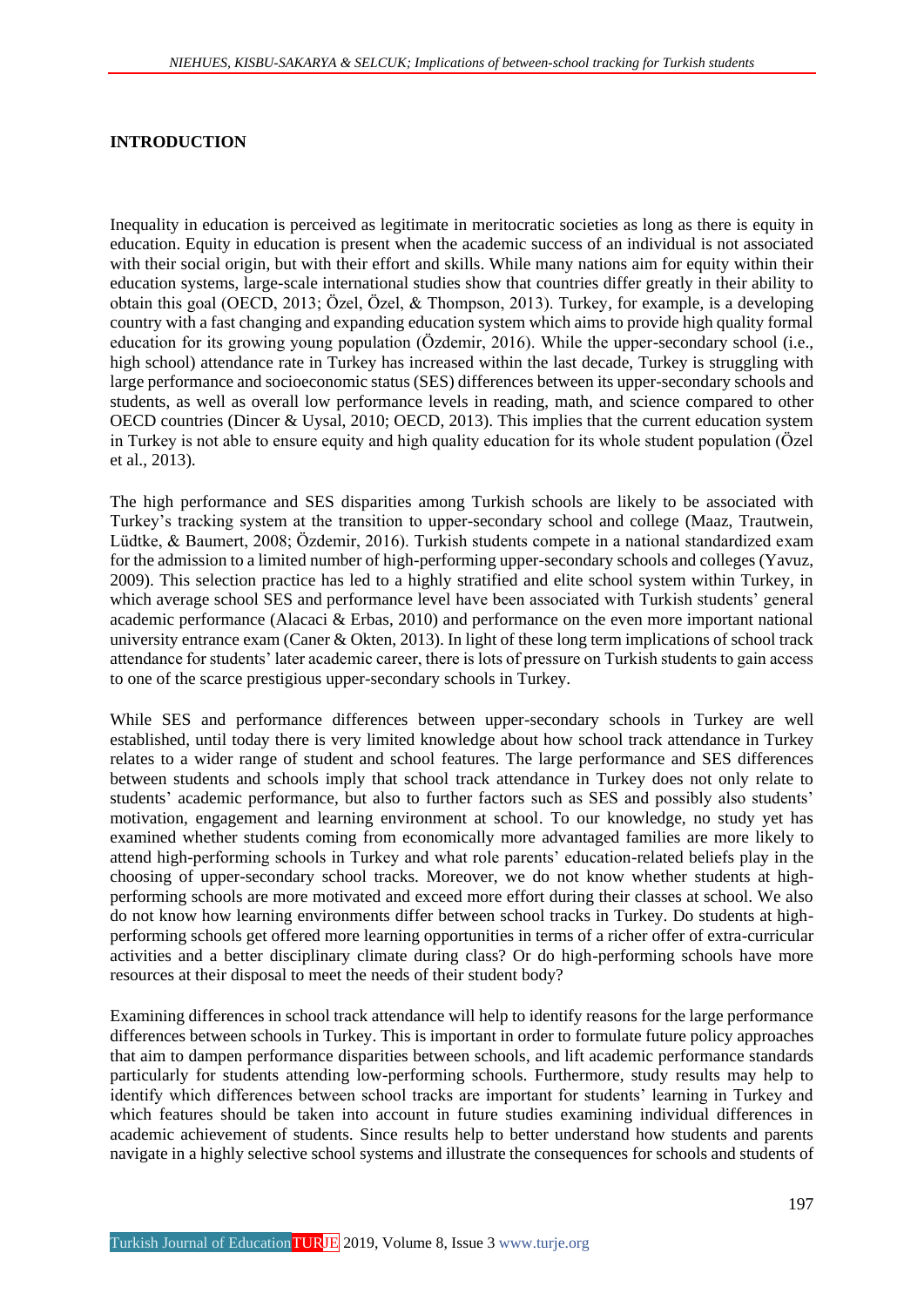## INTRODUCTION

Inequality in education is perceived as legitimate in meritocratic societies as long as there is equity in education. Equity in education is present when the academic success of an individual is not associated with their social origin, but with their effort and skills. While many nations aim for equity within their education systems, large-scale international studies show that countries differ greatly in their ability to obtain this goal (OECD, 2013; Özel, Özel, & Thompson, 2013). Turkey, for example, is a developing country with a fast changing and expanding education system which aims to provide high quality formal education for its growing young population (Özdemir, 2016). While the upper-secondary school (i.e., high school) attendance rate in Turkey has increased within the last decade, Turkey is struggling with large performance and socioeconomic status (SES) differences between its upper-secondary schools and students, as well as overall low performance levels in reading, math, and science compared to other OECD countries (Dincer & Uysal, 2010; OECD, 2013). This implies that the current education system in Turkey is not able to ensure equity and high quality education for its whole student population (Özel et al., 2013).

The high performance and SES disparities among Turkish schools are likely to be associated with Turkey's tracking system at the transition to upper-secondary school and college (Maaz, Trautwein, Lüdtke, & Baumert, 2008; Özdemir, 2016). Turkish students compete in a national standardized exam for the admission to a limited number of high-performing upper-secondary schools and colleges (Yavuz, 2009). This selection practice has led to a highly stratified and elite school system within Turkey, in which average school SES and performance level have been associated with Turkish students' general academic performance (Alacaci & Erbas, 2010) and performance on the even more important national university entrance exam (Caner & Okten, 2013). In light of these long term implications of school track attendance for students' later academic career, there is lots of pressure on Turkish students to gain access to one of the scarce prestigious upper-secondary schools in Turkey.

While SES and performance differences between upper-secondary schools in Turkey are well established, until today there is very limited knowledge about how school track attendance in Turkey relates to a wider range of student and school features. The large performance and SES differences between students and schools imply that school track attendance in Turkey does not only relate to students' academic performance, but also to further factors such as SES and possibly also students' motivation, engagement and learning environment at school. To our knowledge, no study yet has examined whether students coming from economically more advantaged families are more likely to attend high-performing schools in Turkey and what role parents' education-related beliefs play in the choosing of upper-secondary school tracks. Moreover, we do not know whether students at high-performing schools are more motivated and exceed more effort during their classes at school. We also do not know how learning environments differ between school tracks in Turkey. Do students at high-performing schools get offered more learning opportunities in terms of a richer offer of extra-curricular activities and a better disciplinary climate during class? Or do high-performing schools have more resources at their disposal to meet the needs of their student body?

Examining differences in school track attendance will help to identify reasons for the large performance differences between schools in Turkey. This is important in order to formulate future policy approaches that aim to dampen performance disparities between schools, and lift academic performance standards particularly for students attending low-performing schools. Furthermore, study results may help to identify which differences between school tracks are important for students' learning in Turkey and which features should be taken into account in future studies examining individual differences in academic achievement of students. Since results help to better understand how students and parents navigate in a highly selective school systems and illustrate the consequences for schools and students of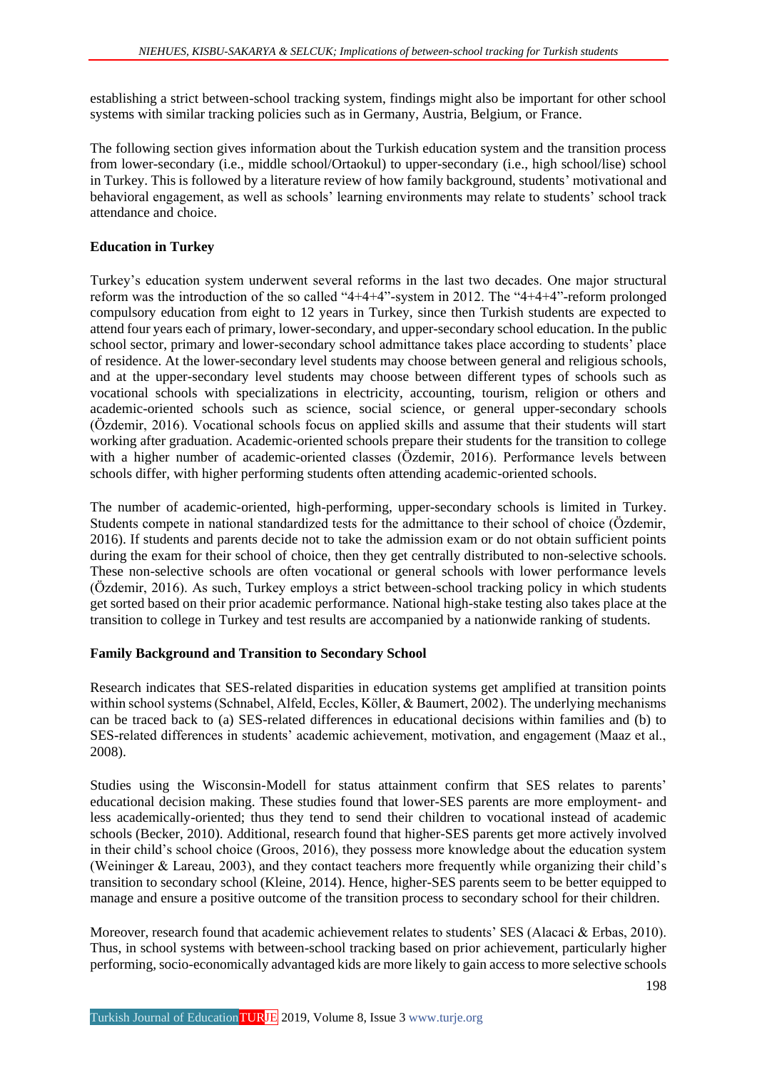establishing a strict between-school tracking system, findings might also be important for other school systems with similar tracking policies such as in Germany, Austria, Belgium, or France.

The following section gives information about the Turkish education system and the transition process from lower-secondary (i.e., middle school/Ortaokul) to upper-secondary (i.e., high school/lise) school in Turkey. This is followed by a literature review of how family background, students' motivational and behavioral engagement, as well as schools' learning environments may relate to students' school track attendance and choice.

**Education in Turkey**

Turkey's education system underwent several reforms in the last two decades. One major structural reform was the introduction of the so called "4+4+4"-system in 2012. The "4+4+4"-reform prolonged compulsory education from eight to 12 years in Turkey, since then Turkish students are expected to attend four years each of primary, lower-secondary, and upper-secondary school education. In the public school sector, primary and lower-secondary school admittance takes place according to students' place of residence. At the lower-secondary level students may choose between general and religious schools, and at the upper-secondary level students may choose between different types of schools such as vocational schools with specializations in electricity, accounting, tourism, religion or others and academic-oriented schools such as science, social science, or general upper-secondary schools (Özdemir, 2016). Vocational schools focus on applied skills and assume that their students will start working after graduation. Academic-oriented schools prepare their students for the transition to college with a higher number of academic-oriented classes (Özdemir, 2016). Performance levels between schools differ, with higher performing students often attending academic-oriented schools.

The number of academic-oriented, high-performing, upper-secondary schools is limited in Turkey. Students compete in national standardized tests for the admittance to their school of choice (Özdemir, 2016). If students and parents decide not to take the admission exam or do not obtain sufficient points during the exam for their school of choice, then they get centrally distributed to non-selective schools. These non-selective schools are often vocational or general schools with lower performance levels (Özdemir, 2016). As such, Turkey employs a strict between-school tracking policy in which students get sorted based on their prior academic performance. National high-stake testing also takes place at the transition to college in Turkey and test results are accompanied by a nationwide ranking of students.

**Family Background and Transition to Secondary School**

Research indicates that SES-related disparities in education systems get amplified at transition points within school systems (Schnabel, Alfeld, Eccles, Köller, & Baumert, 2002). The underlying mechanisms can be traced back to (a) SES-related differences in educational decisions within families and (b) to SES-related differences in students' academic achievement, motivation, and engagement (Maaz et al., 2008).

Studies using the Wisconsin-Modell for status attainment confirm that SES relates to parents' educational decision making. These studies found that lower-SES parents are more employment- and less academically-oriented; thus they tend to send their children to vocational instead of academic schools (Becker, 2010). Additional, research found that higher-SES parents get more actively involved in their child's school choice (Groos, 2016), they possess more knowledge about the education system (Weininger & Lareau, 2003), and they contact teachers more frequently while organizing their child's transition to secondary school (Kleine, 2014). Hence, higher-SES parents seem to be better equipped to manage and ensure a positive outcome of the transition process to secondary school for their children.

Moreover, research found that academic achievement relates to students' SES (Alacaci & Erbas, 2010). Thus, in school systems with between-school tracking based on prior achievement, particularly higher performing, socio-economically advantaged kids are more likely to gain access to more selective schools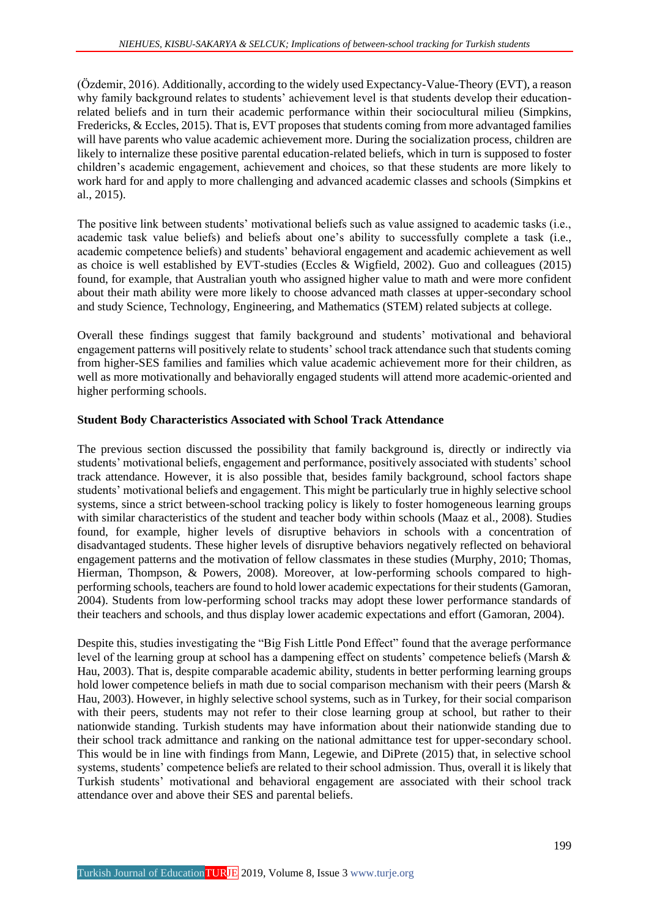(Özdemir, 2016). Additionally, according to the widely used Expectancy-Value-Theory (EVT), a reason why family background relates to students' achievement level is that students develop their education-related beliefs and in turn their academic performance within their sociocultural milieu (Simpkins, Fredericks, & Eccles, 2015). That is, EVT proposes that students coming from more advantaged families will have parents who value academic achievement more. During the socialization process, children are likely to internalize these positive parental education-related beliefs, which in turn is supposed to foster children's academic engagement, achievement and choices, so that these students are more likely to work hard for and apply to more challenging and advanced academic classes and schools (Simpkins et al., 2015).

The positive link between students' motivational beliefs such as value assigned to academic tasks (i.e., academic task value beliefs) and beliefs about one's ability to successfully complete a task (i.e., academic competence beliefs) and students' behavioral engagement and academic achievement as well as choice is well established by EVT-studies (Eccles & Wigfield, 2002). Guo and colleagues (2015) found, for example, that Australian youth who assigned higher value to math and were more confident about their math ability were more likely to choose advanced math classes at upper-secondary school and study Science, Technology, Engineering, and Mathematics (STEM) related subjects at college.

Overall these findings suggest that family background and students' motivational and behavioral engagement patterns will positively relate to students' school track attendance such that students coming from higher-SES families and families which value academic achievement more for their children, as well as more motivationally and behaviorally engaged students will attend more academic-oriented and higher performing schools.

## Student Body Characteristics Associated with School Track Attendance

The previous section discussed the possibility that family background is, directly or indirectly via students' motivational beliefs, engagement and performance, positively associated with students' school track attendance. However, it is also possible that, besides family background, school factors shape students' motivational beliefs and engagement. This might be particularly true in highly selective school systems, since a strict between-school tracking policy is likely to foster homogeneous learning groups with similar characteristics of the student and teacher body within schools (Maaz et al., 2008). Studies found, for example, higher levels of disruptive behaviors in schools with a concentration of disadvantaged students. These higher levels of disruptive behaviors negatively reflected on behavioral engagement patterns and the motivation of fellow classmates in these studies (Murphy, 2010; Thomas, Hierman, Thompson, & Powers, 2008). Moreover, at low-performing schools compared to high-performing schools, teachers are found to hold lower academic expectations for their students (Gamoran, 2004). Students from low-performing school tracks may adopt these lower performance standards of their teachers and schools, and thus display lower academic expectations and effort (Gamoran, 2004).

Despite this, studies investigating the "Big Fish Little Pond Effect" found that the average performance level of the learning group at school has a dampening effect on students' competence beliefs (Marsh & Hau, 2003). That is, despite comparable academic ability, students in better performing learning groups hold lower competence beliefs in math due to social comparison mechanism with their peers (Marsh & Hau, 2003). However, in highly selective school systems, such as in Turkey, for their social comparison with their peers, students may not refer to their close learning group at school, but rather to their nationwide standing. Turkish students may have information about their nationwide standing due to their school track admittance and ranking on the national admittance test for upper-secondary school. This would be in line with findings from Mann, Legewie, and DiPrete (2015) that, in selective school systems, students' competence beliefs are related to their school admission. Thus, overall it is likely that Turkish students' motivational and behavioral engagement are associated with their school track attendance over and above their SES and parental beliefs.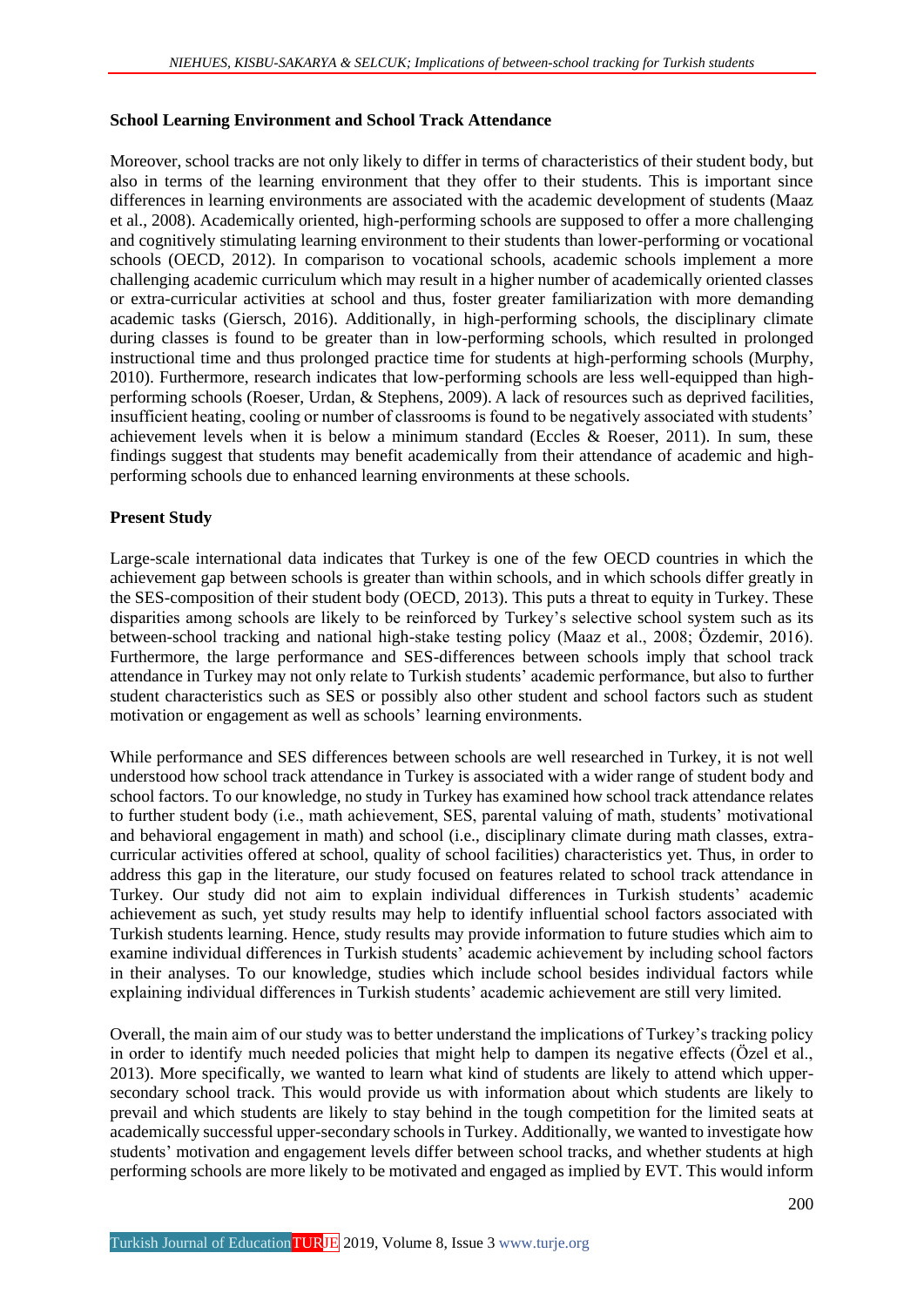**School Learning Environment and School Track Attendance**

Moreover, school tracks are not only likely to differ in terms of characteristics of their student body, but also in terms of the learning environment that they offer to their students. This is important since differences in learning environments are associated with the academic development of students (Maaz et al., 2008). Academically oriented, high-performing schools are supposed to offer a more challenging and cognitively stimulating learning environment to their students than lower-performing or vocational schools (OECD, 2012). In comparison to vocational schools, academic schools implement a more challenging academic curriculum which may result in a higher number of academically oriented classes or extra-curricular activities at school and thus, foster greater familiarization with more demanding academic tasks (Giersch, 2016). Additionally, in high-performing schools, the disciplinary climate during classes is found to be greater than in low-performing schools, which resulted in prolonged instructional time and thus prolonged practice time for students at high-performing schools (Murphy, 2010). Furthermore, research indicates that low-performing schools are less well-equipped than high-performing schools (Roeser, Urdan, & Stephens, 2009). A lack of resources such as deprived facilities, insufficient heating, cooling or number of classrooms is found to be negatively associated with students' achievement levels when it is below a minimum standard (Eccles & Roeser, 2011). In sum, these findings suggest that students may benefit academically from their attendance of academic and high-performing schools due to enhanced learning environments at these schools.

**Present Study**

Large-scale international data indicates that Turkey is one of the few OECD countries in which the achievement gap between schools is greater than within schools, and in which schools differ greatly in the SES-composition of their student body (OECD, 2013). This puts a threat to equity in Turkey. These disparities among schools are likely to be reinforced by Turkey's selective school system such as its between-school tracking and national high-stake testing policy (Maaz et al., 2008; Özdemir, 2016). Furthermore, the large performance and SES-differences between schools imply that school track attendance in Turkey may not only relate to Turkish students' academic performance, but also to further student characteristics such as SES or possibly also other student and school factors such as student motivation or engagement as well as schools' learning environments.

While performance and SES differences between schools are well researched in Turkey, it is not well understood how school track attendance in Turkey is associated with a wider range of student body and school factors. To our knowledge, no study in Turkey has examined how school track attendance relates to further student body (i.e., math achievement, SES, parental valuing of math, students' motivational and behavioral engagement in math) and school (i.e., disciplinary climate during math classes, extra-curricular activities offered at school, quality of school facilities) characteristics yet. Thus, in order to address this gap in the literature, our study focused on features related to school track attendance in Turkey. Our study did not aim to explain individual differences in Turkish students' academic achievement as such, yet study results may help to identify influential school factors associated with Turkish students learning. Hence, study results may provide information to future studies which aim to examine individual differences in Turkish students' academic achievement by including school factors in their analyses. To our knowledge, studies which include school besides individual factors while explaining individual differences in Turkish students' academic achievement are still very limited.

Overall, the main aim of our study was to better understand the implications of Turkey's tracking policy in order to identify much needed policies that might help to dampen its negative effects (Özel et al., 2013). More specifically, we wanted to learn what kind of students are likely to attend which upper-secondary school track. This would provide us with information about which students are likely to prevail and which students are likely to stay behind in the tough competition for the limited seats at academically successful upper-secondary schools in Turkey. Additionally, we wanted to investigate how students' motivation and engagement levels differ between school tracks, and whether students at high performing schools are more likely to be motivated and engaged as implied by EVT. This would inform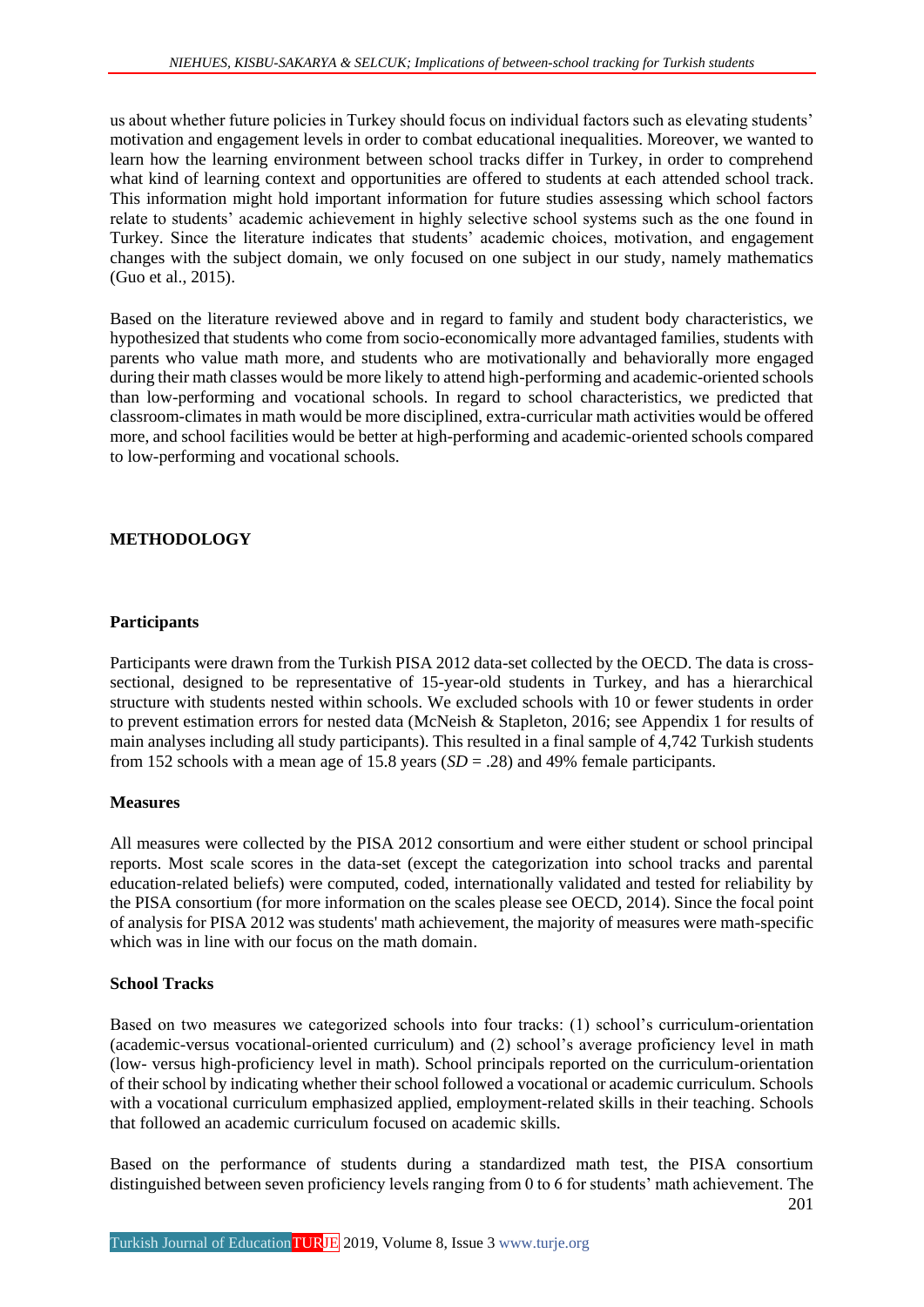us about whether future policies in Turkey should focus on individual factors such as elevating students' motivation and engagement levels in order to combat educational inequalities. Moreover, we wanted to learn how the learning environment between school tracks differ in Turkey, in order to comprehend what kind of learning context and opportunities are offered to students at each attended school track. This information might hold important information for future studies assessing which school factors relate to students' academic achievement in highly selective school systems such as the one found in Turkey. Since the literature indicates that students' academic choices, motivation, and engagement changes with the subject domain, we only focused on one subject in our study, namely mathematics (Guo et al., 2015).

Based on the literature reviewed above and in regard to family and student body characteristics, we hypothesized that students who come from socio-economically more advantaged families, students with parents who value math more, and students who are motivationally and behaviorally more engaged during their math classes would be more likely to attend high-performing and academic-oriented schools than low-performing and vocational schools. In regard to school characteristics, we predicted that classroom-climates in math would be more disciplined, extra-curricular math activities would be offered more, and school facilities would be better at high-performing and academic-oriented schools compared to low-performing and vocational schools.

## METHODOLOGY

### Participants

Participants were drawn from the Turkish PISA 2012 data-set collected by the OECD. The data is cross-sectional, designed to be representative of 15-year-old students in Turkey, and has a hierarchical structure with students nested within schools. We excluded schools with 10 or fewer students in order to prevent estimation errors for nested data (McNeish & Stapleton, 2016; see Appendix 1 for results of main analyses including all study participants). This resulted in a final sample of 4,742 Turkish students from 152 schools with a mean age of 15.8 years (*SD* = .28) and 49% female participants.

### Measures

All measures were collected by the PISA 2012 consortium and were either student or school principal reports. Most scale scores in the data-set (except the categorization into school tracks and parental education-related beliefs) were computed, coded, internationally validated and tested for reliability by the PISA consortium (for more information on the scales please see OECD, 2014). Since the focal point of analysis for PISA 2012 was students' math achievement, the majority of measures were math-specific which was in line with our focus on the math domain.

### School Tracks

Based on two measures we categorized schools into four tracks: (1) school's curriculum-orientation (academic-versus vocational-oriented curriculum) and (2) school's average proficiency level in math (low- versus high-proficiency level in math). School principals reported on the curriculum-orientation of their school by indicating whether their school followed a vocational or academic curriculum. Schools with a vocational curriculum emphasized applied, employment-related skills in their teaching. Schools that followed an academic curriculum focused on academic skills.

Based on the performance of students during a standardized math test, the PISA consortium distinguished between seven proficiency levels ranging from 0 to 6 for students' math achievement. The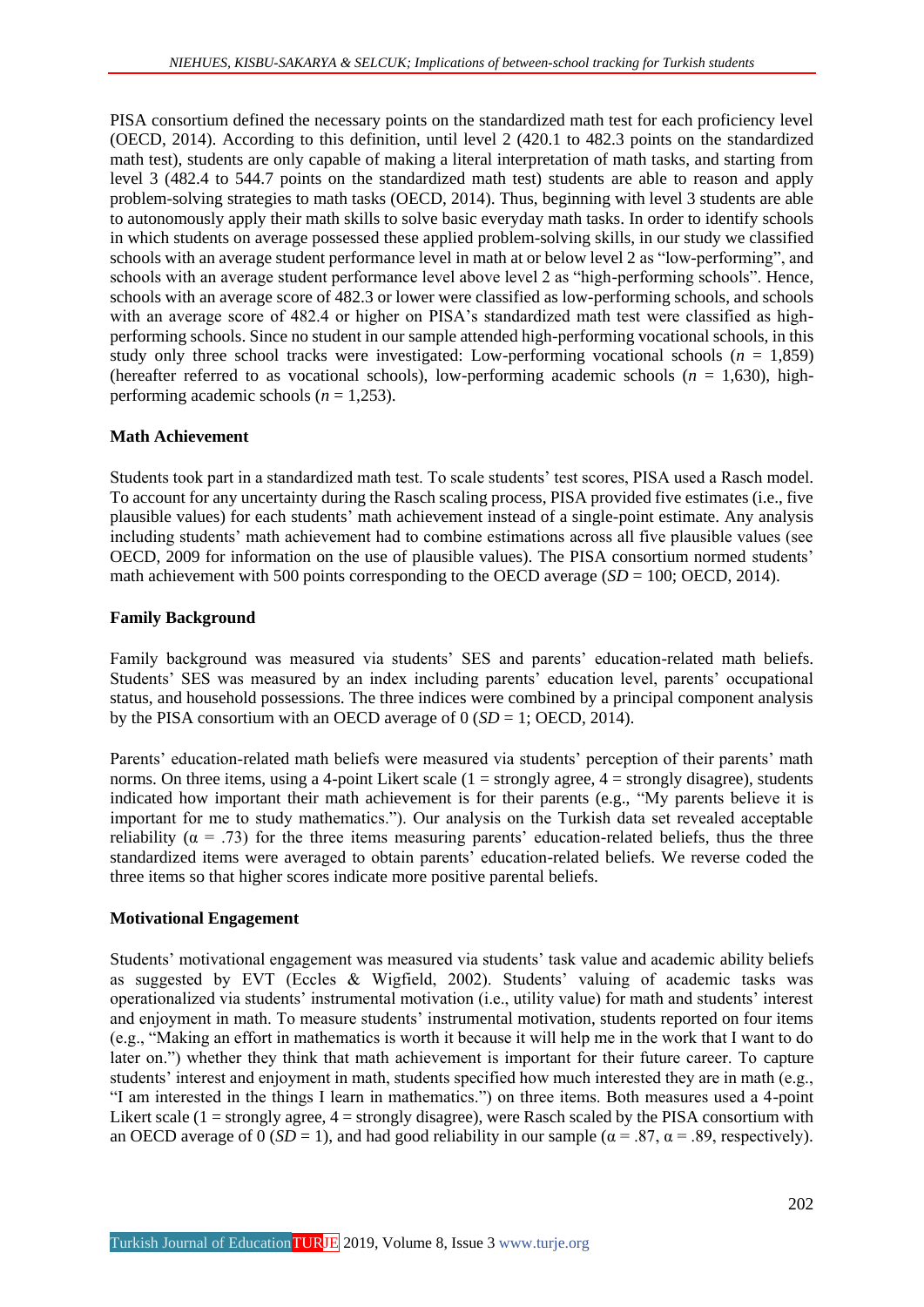PISA consortium defined the necessary points on the standardized math test for each proficiency level (OECD, 2014). According to this definition, until level 2 (420.1 to 482.3 points on the standardized math test), students are only capable of making a literal interpretation of math tasks, and starting from level 3 (482.4 to 544.7 points on the standardized math test) students are able to reason and apply problem-solving strategies to math tasks (OECD, 2014). Thus, beginning with level 3 students are able to autonomously apply their math skills to solve basic everyday math tasks. In order to identify schools in which students on average possessed these applied problem-solving skills, in our study we classified schools with an average student performance level in math at or below level 2 as "low-performing", and schools with an average student performance level above level 2 as "high-performing schools". Hence, schools with an average score of 482.3 or lower were classified as low-performing schools, and schools with an average score of 482.4 or higher on PISA's standardized math test were classified as high-performing schools. Since no student in our sample attended high-performing vocational schools, in this study only three school tracks were investigated: Low-performing vocational schools ($n$ = 1,859) (hereafter referred to as vocational schools), low-performing academic schools ($n$ = 1,630), high-performing academic schools ($n$ = 1,253).

### Math Achievement

Students took part in a standardized math test. To scale students' test scores, PISA used a Rasch model. To account for any uncertainty during the Rasch scaling process, PISA provided five estimates (i.e., five plausible values) for each students' math achievement instead of a single-point estimate. Any analysis including students' math achievement had to combine estimations across all five plausible values (see OECD, 2009 for information on the use of plausible values). The PISA consortium normed students' math achievement with 500 points corresponding to the OECD average ($SD$ = 100; OECD, 2014).

### Family Background

Family background was measured via students' SES and parents' education-related math beliefs. Students' SES was measured by an index including parents' education level, parents' occupational status, and household possessions. The three indices were combined by a principal component analysis by the PISA consortium with an OECD average of 0 ($SD$ = 1; OECD, 2014).

Parents' education-related math beliefs were measured via students' perception of their parents' math norms. On three items, using a 4-point Likert scale (1 = strongly agree, 4 = strongly disagree), students indicated how important their math achievement is for their parents (e.g., "My parents believe it is important for me to study mathematics."). Our analysis on the Turkish data set revealed acceptable reliability ($\alpha$ = .73) for the three items measuring parents' education-related beliefs, thus the three standardized items were averaged to obtain parents' education-related beliefs. We reverse coded the three items so that higher scores indicate more positive parental beliefs.

### Motivational Engagement

Students' motivational engagement was measured via students' task value and academic ability beliefs as suggested by EVT (Eccles & Wigfield, 2002). Students' valuing of academic tasks was operationalized via students' instrumental motivation (i.e., utility value) for math and students' interest and enjoyment in math. To measure students' instrumental motivation, students reported on four items (e.g., "Making an effort in mathematics is worth it because it will help me in the work that I want to do later on.") whether they think that math achievement is important for their future career. To capture students' interest and enjoyment in math, students specified how much interested they are in math (e.g., "I am interested in the things I learn in mathematics.") on three items. Both measures used a 4-point Likert scale (1 = strongly agree, 4 = strongly disagree), were Rasch scaled by the PISA consortium with an OECD average of 0 ($SD$ = 1), and had good reliability in our sample ($\alpha$ = .87, $\alpha$ = .89, respectively).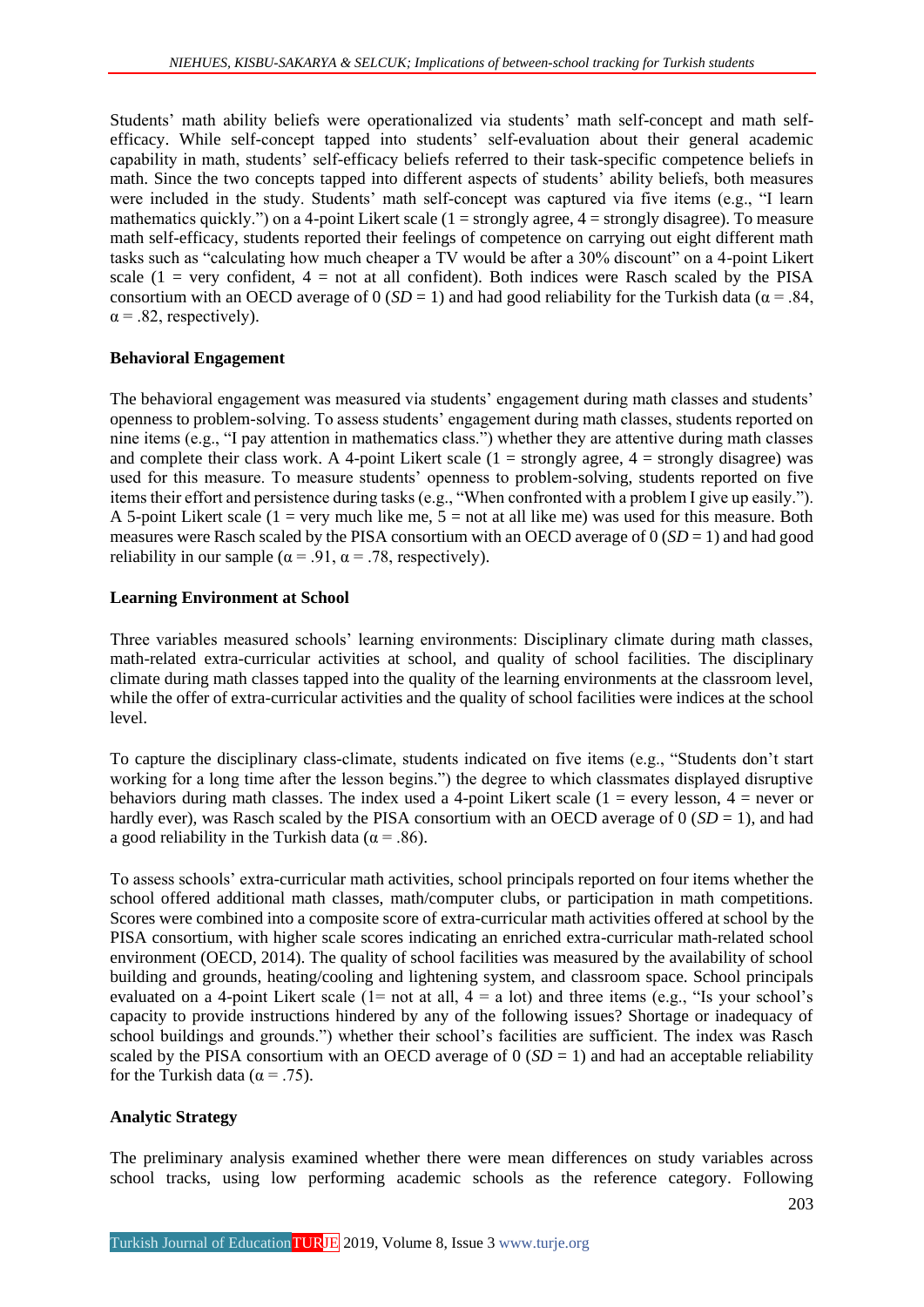Students' math ability beliefs were operationalized via students' math self-concept and math self-efficacy. While self-concept tapped into students' self-evaluation about their general academic capability in math, students' self-efficacy beliefs referred to their task-specific competence beliefs in math. Since the two concepts tapped into different aspects of students' ability beliefs, both measures were included in the study. Students' math self-concept was captured via five items (e.g., "I learn mathematics quickly.") on a 4-point Likert scale (1 = strongly agree, 4 = strongly disagree). To measure math self-efficacy, students reported their feelings of competence on carrying out eight different math tasks such as "calculating how much cheaper a TV would be after a 30% discount" on a 4-point Likert scale (1 = very confident, 4 = not at all confident). Both indices were Rasch scaled by the PISA consortium with an OECD average of 0 (*SD* = 1) and had good reliability for the Turkish data (α = .84, α = .82, respectively).

**Behavioral Engagement**

The behavioral engagement was measured via students' engagement during math classes and students' openness to problem-solving. To assess students' engagement during math classes, students reported on nine items (e.g., "I pay attention in mathematics class.") whether they are attentive during math classes and complete their class work. A 4-point Likert scale (1 = strongly agree, 4 = strongly disagree) was used for this measure. To measure students' openness to problem-solving, students reported on five items their effort and persistence during tasks (e.g., "When confronted with a problem I give up easily."). A 5-point Likert scale (1 = very much like me, 5 = not at all like me) was used for this measure. Both measures were Rasch scaled by the PISA consortium with an OECD average of 0 (*SD* = 1) and had good reliability in our sample (α = .91, α = .78, respectively).

**Learning Environment at School**

Three variables measured schools' learning environments: Disciplinary climate during math classes, math-related extra-curricular activities at school, and quality of school facilities. The disciplinary climate during math classes tapped into the quality of the learning environments at the classroom level, while the offer of extra-curricular activities and the quality of school facilities were indices at the school level.

To capture the disciplinary class-climate, students indicated on five items (e.g., "Students don't start working for a long time after the lesson begins.") the degree to which classmates displayed disruptive behaviors during math classes. The index used a 4-point Likert scale (1 = every lesson, 4 = never or hardly ever), was Rasch scaled by the PISA consortium with an OECD average of 0 (*SD* = 1), and had a good reliability in the Turkish data (α = .86).

To assess schools' extra-curricular math activities, school principals reported on four items whether the school offered additional math classes, math/computer clubs, or participation in math competitions. Scores were combined into a composite score of extra-curricular math activities offered at school by the PISA consortium, with higher scale scores indicating an enriched extra-curricular math-related school environment (OECD, 2014). The quality of school facilities was measured by the availability of school building and grounds, heating/cooling and lightening system, and classroom space. School principals evaluated on a 4-point Likert scale (1= not at all, 4 = a lot) and three items (e.g., "Is your school's capacity to provide instructions hindered by any of the following issues? Shortage or inadequacy of school buildings and grounds.") whether their school's facilities are sufficient. The index was Rasch scaled by the PISA consortium with an OECD average of 0 (*SD* = 1) and had an acceptable reliability for the Turkish data (α = .75).

**Analytic Strategy**

The preliminary analysis examined whether there were mean differences on study variables across school tracks, using low performing academic schools as the reference category. Following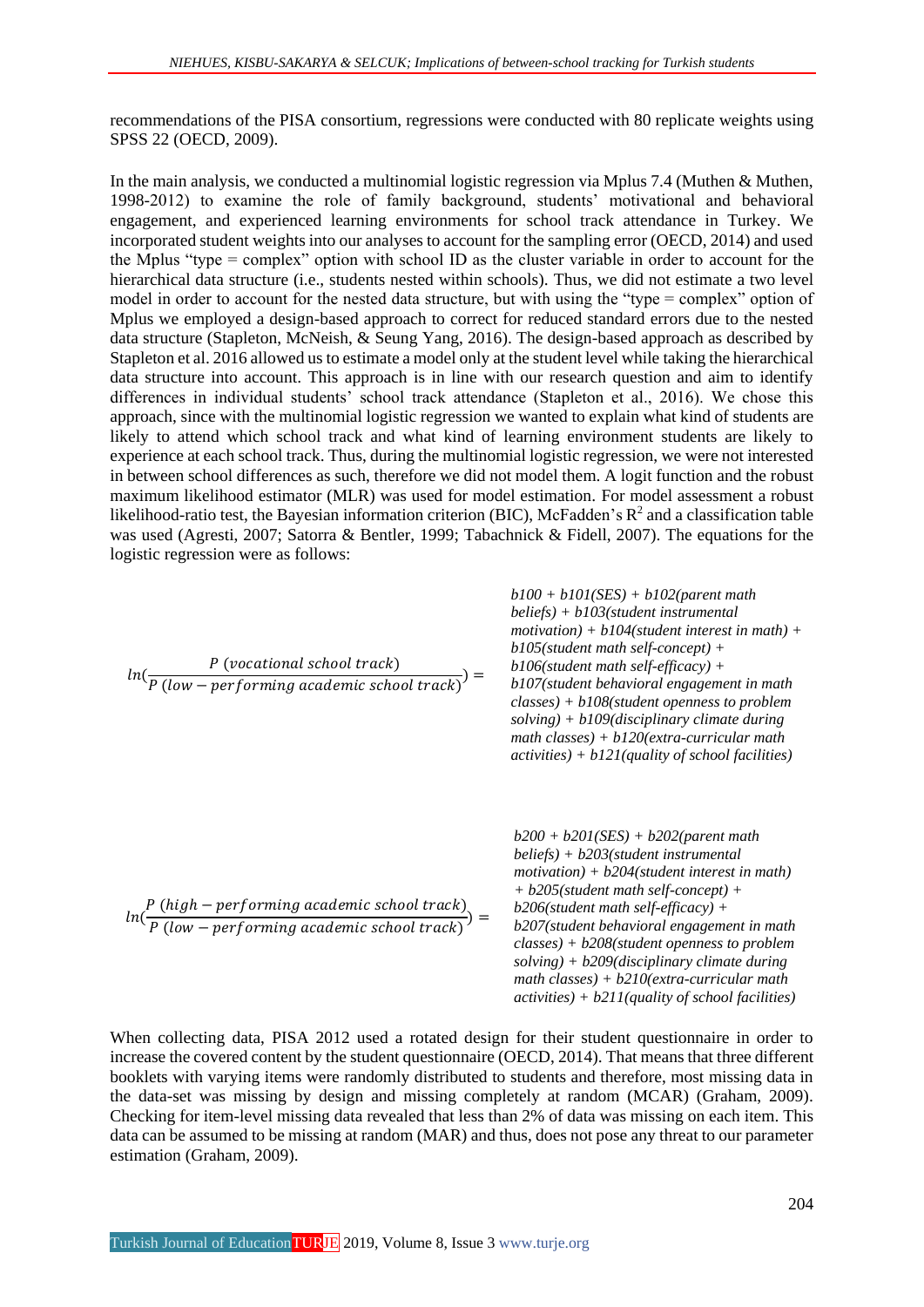recommendations of the PISA consortium, regressions were conducted with 80 replicate weights using SPSS 22 (OECD, 2009).

In the main analysis, we conducted a multinomial logistic regression via Mplus 7.4 (Muthen & Muthen, 1998-2012) to examine the role of family background, students' motivational and behavioral engagement, and experienced learning environments for school track attendance in Turkey. We incorporated student weights into our analyses to account for the sampling error (OECD, 2014) and used the Mplus "type = complex" option with school ID as the cluster variable in order to account for the hierarchical data structure (i.e., students nested within schools). Thus, we did not estimate a two level model in order to account for the nested data structure, but with using the "type = complex" option of Mplus we employed a design-based approach to correct for reduced standard errors due to the nested data structure (Stapleton, McNeish, & Seung Yang, 2016). The design-based approach as described by Stapleton et al. 2016 allowed us to estimate a model only at the student level while taking the hierarchical data structure into account. This approach is in line with our research question and aim to identify differences in individual students' school track attendance (Stapleton et al., 2016). We chose this approach, since with the multinomial logistic regression we wanted to explain what kind of students are likely to attend which school track and what kind of learning environment students are likely to experience at each school track. Thus, during the multinomial logistic regression, we were not interested in between school differences as such, therefore we did not model them. A logit function and the robust maximum likelihood estimator (MLR) was used for model estimation. For model assessment a robust likelihood-ratio test, the Bayesian information criterion (BIC), McFadden's $R^2$ and a classification table was used (Agresti, 2007; Satorra & Bentler, 1999; Tabachnick & Fidell, 2007). The equations for the logistic regression were as follows:

$$ln\left(\frac{P\ (vocational\ school\ track)}{P\ (low-performing\ academic\ school\ track)}\right) =$$

*b100 + b101(SES) + b102(parent math beliefs) + b103(student instrumental motivation) + b104(student interest in math) + b105(student math self-concept) + b106(student math self-efficacy) + b107(student behavioral engagement in math classes) + b108(student openness to problem solving) + b109(disciplinary climate during math classes) + b120(extra-curricular math activities) + b121(quality of school facilities)*

$$ln\left(\frac{P\ (high-performing\ academic\ school\ track)}{P\ (low-performing\ academic\ school\ track)}\right) =$$

*b200 + b201(SES) + b202(parent math beliefs) + b203(student instrumental motivation) + b204(student interest in math) + b205(student math self-concept) + b206(student math self-efficacy) + b207(student behavioral engagement in math classes) + b208(student openness to problem solving) + b209(disciplinary climate during math classes) + b210(extra-curricular math activities) + b211(quality of school facilities)*

When collecting data, PISA 2012 used a rotated design for their student questionnaire in order to increase the covered content by the student questionnaire (OECD, 2014). That means that three different booklets with varying items were randomly distributed to students and therefore, most missing data in the data-set was missing by design and missing completely at random (MCAR) (Graham, 2009). Checking for item-level missing data revealed that less than 2% of data was missing on each item. This data can be assumed to be missing at random (MAR) and thus, does not pose any threat to our parameter estimation (Graham, 2009).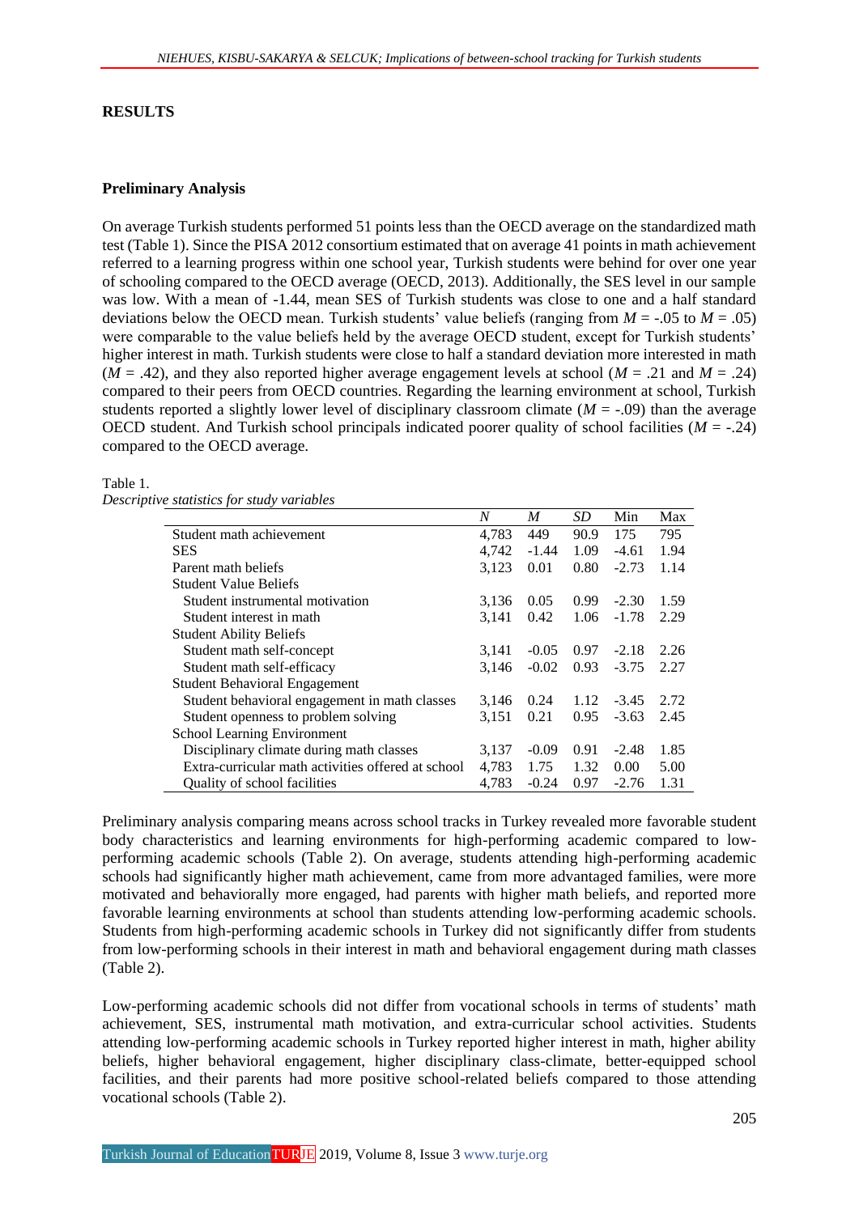## RESULTS

### Preliminary Analysis

On average Turkish students performed 51 points less than the OECD average on the standardized math test (Table 1). Since the PISA 2012 consortium estimated that on average 41 points in math achievement referred to a learning progress within one school year, Turkish students were behind for over one year of schooling compared to the OECD average (OECD, 2013). Additionally, the SES level in our sample was low. With a mean of -1.44, mean SES of Turkish students was close to one and a half standard deviations below the OECD mean. Turkish students' value beliefs (ranging from $M$ = -.05 to $M$ = .05) were comparable to the value beliefs held by the average OECD student, except for Turkish students' higher interest in math. Turkish students were close to half a standard deviation more interested in math ($M$ = .42), and they also reported higher average engagement levels at school ($M$ = .21 and $M$ = .24) compared to their peers from OECD countries. Regarding the learning environment at school, Turkish students reported a slightly lower level of disciplinary classroom climate ($M$ = -.09) than the average OECD student. And Turkish school principals indicated poorer quality of school facilities ($M$ = -.24) compared to the OECD average.

Table 1.
*Descriptive statistics for study variables*

| | *N* | *M* | *SD* | Min | Max |
|---|---|---|---|---|---|
| Student math achievement | 4,783 | 449 | 90.9 | 175 | 795 |
| SES | 4,742 | -1.44 | 1.09 | -4.61 | 1.94 |
| Parent math beliefs | 3,123 | 0.01 | 0.80 | -2.73 | 1.14 |
| Student Value Beliefs | | | | | |
| Student instrumental motivation | 3,136 | 0.05 | 0.99 | -2.30 | 1.59 |
| Student interest in math | 3,141 | 0.42 | 1.06 | -1.78 | 2.29 |
| Student Ability Beliefs | | | | | |
| Student math self-concept | 3,141 | -0.05 | 0.97 | -2.18 | 2.26 |
| Student math self-efficacy | 3,146 | -0.02 | 0.93 | -3.75 | 2.27 |
| Student Behavioral Engagement | | | | | |
| Student behavioral engagement in math classes | 3,146 | 0.24 | 1.12 | -3.45 | 2.72 |
| Student openness to problem solving | 3,151 | 0.21 | 0.95 | -3.63 | 2.45 |
| School Learning Environment | | | | | |
| Disciplinary climate during math classes | 3,137 | -0.09 | 0.91 | -2.48 | 1.85 |
| Extra-curricular math activities offered at school | 4,783 | 1.75 | 1.32 | 0.00 | 5.00 |
| Quality of school facilities | 4,783 | -0.24 | 0.97 | -2.76 | 1.31 |

Preliminary analysis comparing means across school tracks in Turkey revealed more favorable student body characteristics and learning environments for high-performing academic compared to low-performing academic schools (Table 2). On average, students attending high-performing academic schools had significantly higher math achievement, came from more advantaged families, were more motivated and behaviorally more engaged, had parents with higher math beliefs, and reported more favorable learning environments at school than students attending low-performing academic schools. Students from high-performing academic schools in Turkey did not significantly differ from students from low-performing schools in their interest in math and behavioral engagement during math classes (Table 2).

Low-performing academic schools did not differ from vocational schools in terms of students' math achievement, SES, instrumental math motivation, and extra-curricular school activities. Students attending low-performing academic schools in Turkey reported higher interest in math, higher ability beliefs, higher behavioral engagement, higher disciplinary class-climate, better-equipped school facilities, and their parents had more positive school-related beliefs compared to those attending vocational schools (Table 2).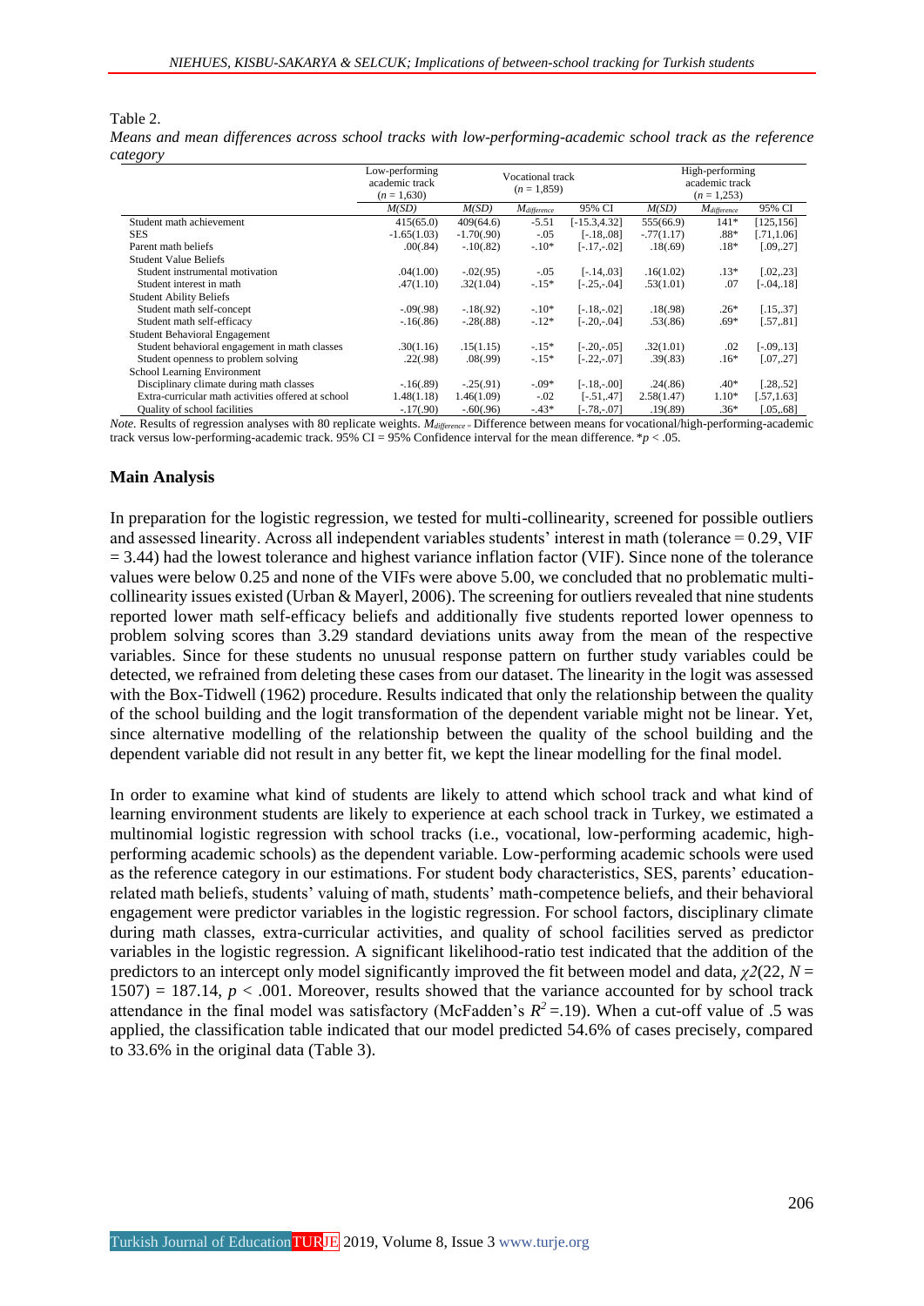Table 2.

*Means and mean differences across school tracks with low-performing-academic school track as the reference category*

| | Low-performing academic track ($n$ = 1,630) | Vocational track ($n$ = 1,859) | | | High-performing academic track ($n$ = 1,253) | | |
|---|---|---|---|---|---|---|---|
| | $M(SD)$ | $M(SD)$ | $M_{difference}$ | 95% CI | $M(SD)$ | $M_{difference}$ | 95% CI |
| Student math achievement | 415(65.0) | 409(64.6) | -5.51 | [-15.3,4.32] | 555(66.9) | 141* | [125,156] |
| SES | -1.65(1.03) | -1.70(.90) | -.05 | [-.18,.08] | -.77(1.17) | .88* | [.71,1.06] |
| Parent math beliefs | .00(.84) | -.10(.82) | -.10* | [-.17,-.02] | .18(.69) | .18* | [.09,.27] |
| Student Value Beliefs | | | | | | | |
| Student instrumental motivation | .04(1.00) | -.02(.95) | -.05 | [-.14,.03] | .16(1.02) | .13* | [.02,.23] |
| Student interest in math | .47(1.10) | .32(1.04) | -.15* | [-.25,-.04] | .53(1.01) | .07 | [-.04,.18] |
| Student Ability Beliefs | | | | | | | |
| Student math self-concept | -.09(.98) | -.18(.92) | -.10* | [-.18,-.02] | .18(.98) | .26* | [.15,.37] |
| Student math self-efficacy | -.16(.86) | -.28(.88) | -.12* | [-.20,-.04] | .53(.86) | .69* | [.57,.81] |
| Student Behavioral Engagement | | | | | | | |
| Student behavioral engagement in math classes | .30(1.16) | .15(1.15) | -.15* | [-.20,-.05] | .32(1.01) | .02 | [-.09,.13] |
| Student openness to problem solving | .22(.98) | .08(.99) | -.15* | [-.22,-.07] | .39(.83) | .16* | [.07,.27] |
| School Learning Environment | | | | | | | |
| Disciplinary climate during math classes | -.16(.89) | -.25(.91) | -.09* | [-.18,-.00] | .24(.86) | .40* | [.28,.52] |
| Extra-curricular math activities offered at school | 1.48(1.18) | 1.46(1.09) | -.02 | [-.51,.47] | 2.58(1.47) | 1.10* | [.57,1.63] |
| Quality of school facilities | -.17(.90) | -.60(.96) | -.43* | [-.78,-.07] | .19(.89) | .36* | [.05,.68] |

*Note*. Results of regression analyses with 80 replicate weights. $M_{difference}$ = Difference between means for vocational/high-performing-academic track versus low-performing-academic track. 95% CI = 95% Confidence interval for the mean difference. *$p$ < .05.

## Main Analysis

In preparation for the logistic regression, we tested for multi-collinearity, screened for possible outliers and assessed linearity. Across all independent variables students' interest in math (tolerance = 0.29, VIF = 3.44) had the lowest tolerance and highest variance inflation factor (VIF). Since none of the tolerance values were below 0.25 and none of the VIFs were above 5.00, we concluded that no problematic multi-collinearity issues existed (Urban & Mayerl, 2006). The screening for outliers revealed that nine students reported lower math self-efficacy beliefs and additionally five students reported lower openness to problem solving scores than 3.29 standard deviations units away from the mean of the respective variables. Since for these students no unusual response pattern on further study variables could be detected, we refrained from deleting these cases from our dataset. The linearity in the logit was assessed with the Box-Tidwell (1962) procedure. Results indicated that only the relationship between the quality of the school building and the logit transformation of the dependent variable might not be linear. Yet, since alternative modelling of the relationship between the quality of the school building and the dependent variable did not result in any better fit, we kept the linear modelling for the final model.

In order to examine what kind of students are likely to attend which school track and what kind of learning environment students are likely to experience at each school track in Turkey, we estimated a multinomial logistic regression with school tracks (i.e., vocational, low-performing academic, high-performing academic schools) as the dependent variable. Low-performing academic schools were used as the reference category in our estimations. For student body characteristics, SES, parents' education-related math beliefs, students' valuing of math, students' math-competence beliefs, and their behavioral engagement were predictor variables in the logistic regression. For school factors, disciplinary climate during math classes, extra-curricular activities, and quality of school facilities served as predictor variables in the logistic regression. A significant likelihood-ratio test indicated that the addition of the predictors to an intercept only model significantly improved the fit between model and data, $\chi 2(22, N = 1507) = 187.14$, $p < .001$. Moreover, results showed that the variance accounted for by school track attendance in the final model was satisfactory (McFadden's $R^2$ =.19). When a cut-off value of .5 was applied, the classification table indicated that our model predicted 54.6% of cases precisely, compared to 33.6% in the original data (Table 3).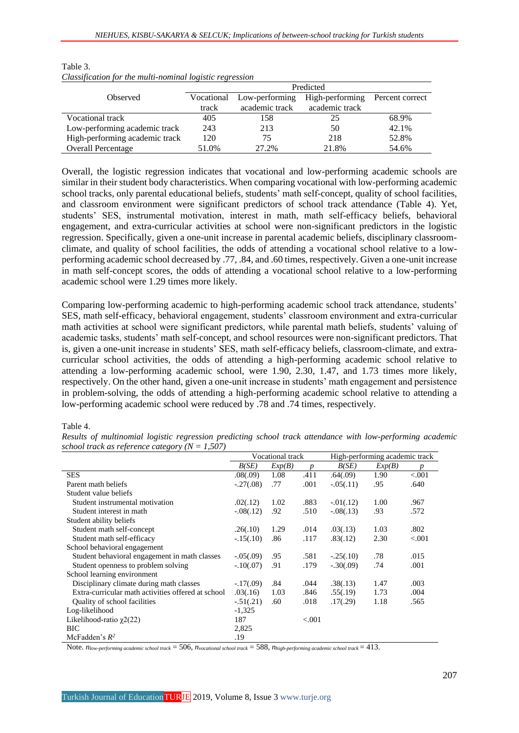Table 3.
*Classification for the multi-nominal logistic regression*

| Observed | Predicted | | | |
|---|---|---|---|---|
| | Vocational track | Low-performing academic track | High-performing academic track | Percent correct |
| Vocational track | 405 | 158 | 25 | 68.9% |
| Low-performing academic track | 243 | 213 | 50 | 42.1% |
| High-performing academic track | 120 | 75 | 218 | 52.8% |
| Overall Percentage | 51.0% | 27.2% | 21.8% | 54.6% |

Overall, the logistic regression indicates that vocational and low-performing academic schools are similar in their student body characteristics. When comparing vocational with low-performing academic school tracks, only parental educational beliefs, students' math self-concept, quality of school facilities, and classroom environment were significant predictors of school track attendance (Table 4). Yet, students' SES, instrumental motivation, interest in math, math self-efficacy beliefs, behavioral engagement, and extra-curricular activities at school were non-significant predictors in the logistic regression. Specifically, given a one-unit increase in parental academic beliefs, disciplinary classroom-climate, and quality of school facilities, the odds of attending a vocational school relative to a low-performing academic school decreased by .77, .84, and .60 times, respectively. Given a one-unit increase in math self-concept scores, the odds of attending a vocational school relative to a low-performing academic school were 1.29 times more likely.

Comparing low-performing academic to high-performing academic school track attendance, students' SES, math self-efficacy, behavioral engagement, students' classroom environment and extra-curricular math activities at school were significant predictors, while parental math beliefs, students' valuing of academic tasks, students' math self-concept, and school resources were non-significant predictors. That is, given a one-unit increase in students' SES, math self-efficacy beliefs, classroom-climate, and extra-curricular school activities, the odds of attending a high-performing academic school relative to attending a low-performing academic school, were 1.90, 2.30, 1.47, and 1.73 times more likely, respectively. On the other hand, given a one-unit increase in students' math engagement and persistence in problem-solving, the odds of attending a high-performing academic school relative to attending a low-performing academic school were reduced by .78 and .74 times, respectively.

Table 4.
*Results of multinomial logistic regression predicting school track attendance with low-performing academic school track as reference category (N = 1,507)*

| | Vocational track | | | High-performing academic track | | |
|---|---|---|---|---|---|---|
| | *B(SE)* | *Exp(B)* | *p* | *B(SE)* | *Exp(B)* | *p* |
| SES | .08(.09) | 1.08 | .411 | .64(.09) | 1.90 | <.001 |
| Parent math beliefs | -.27(.08) | .77 | .001 | -.05(.11) | .95 | .640 |
| Student value beliefs | | | | | | |
| Student instrumental motivation | .02(.12) | 1.02 | .883 | -.01(.12) | 1.00 | .967 |
| Student interest in math | -.08(.12) | .92 | .510 | -.08(.13) | .93 | .572 |
| Student ability beliefs | | | | | | |
| Student math self-concept | .26(.10) | 1.29 | .014 | .03(.13) | 1.03 | .802 |
| Student math self-efficacy | -.15(.10) | .86 | .117 | .83(.12) | 2.30 | <.001 |
| School behavioral engagement | | | | | | |
| Student behavioral engagement in math classes | -.05(.09) | .95 | .581 | -.25(.10) | .78 | .015 |
| Student openness to problem solving | -.10(.07) | .91 | .179 | -.30(.09) | .74 | .001 |
| School learning environment | | | | | | |
| Disciplinary climate during math classes | -.17(.09) | .84 | .044 | .38(.13) | 1.47 | .003 |
| Extra-curricular math activities offered at school | .03(.16) | 1.03 | .846 | .55(.19) | 1.73 | .004 |
| Quality of school facilities | -.51(.21) | .60 | .018 | .17(.29) | 1.18 | .565 |
| Log-likelihood | -1,325 | | | | | |
| Likelihood-ratio $\chi2(22)$ | 187 | | <.001 | | | |
| BIC | 2,825 | | | | | |
| McFadden's $R^2$ | .19 | | | | | |

Note. $n_{low\text{-}performing\ academic\ school\ track}$ = 506, $n_{vocational\ school\ track}$ = 588, $n_{high\text{-}performing\ academic\ school\ track}$ = 413.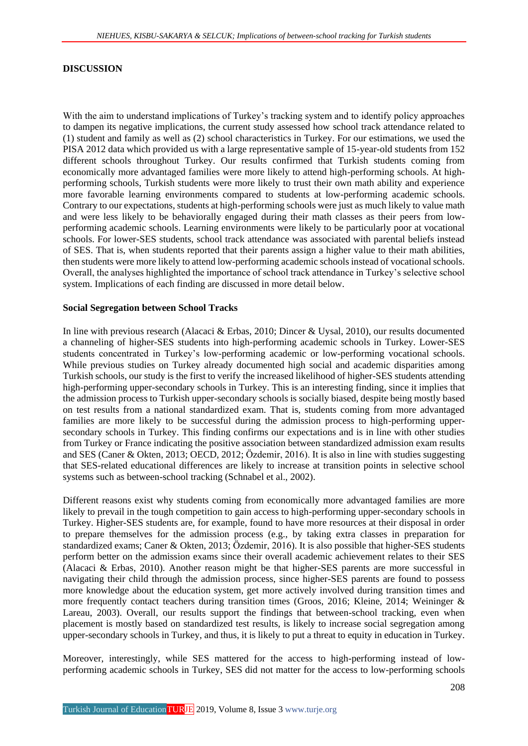## DISCUSSION

With the aim to understand implications of Turkey's tracking system and to identify policy approaches to dampen its negative implications, the current study assessed how school track attendance related to (1) student and family as well as (2) school characteristics in Turkey. For our estimations, we used the PISA 2012 data which provided us with a large representative sample of 15-year-old students from 152 different schools throughout Turkey. Our results confirmed that Turkish students coming from economically more advantaged families were more likely to attend high-performing schools. At high-performing schools, Turkish students were more likely to trust their own math ability and experience more favorable learning environments compared to students at low-performing academic schools. Contrary to our expectations, students at high-performing schools were just as much likely to value math and were less likely to be behaviorally engaged during their math classes as their peers from low-performing academic schools. Learning environments were likely to be particularly poor at vocational schools. For lower-SES students, school track attendance was associated with parental beliefs instead of SES. That is, when students reported that their parents assign a higher value to their math abilities, then students were more likely to attend low-performing academic schools instead of vocational schools. Overall, the analyses highlighted the importance of school track attendance in Turkey's selective school system. Implications of each finding are discussed in more detail below.

### Social Segregation between School Tracks

In line with previous research (Alacaci & Erbas, 2010; Dincer & Uysal, 2010), our results documented a channeling of higher-SES students into high-performing academic schools in Turkey. Lower-SES students concentrated in Turkey's low-performing academic or low-performing vocational schools. While previous studies on Turkey already documented high social and academic disparities among Turkish schools, our study is the first to verify the increased likelihood of higher-SES students attending high-performing upper-secondary schools in Turkey. This is an interesting finding, since it implies that the admission process to Turkish upper-secondary schools is socially biased, despite being mostly based on test results from a national standardized exam. That is, students coming from more advantaged families are more likely to be successful during the admission process to high-performing upper-secondary schools in Turkey. This finding confirms our expectations and is in line with other studies from Turkey or France indicating the positive association between standardized admission exam results and SES (Caner & Okten, 2013; OECD, 2012; Özdemir, 2016). It is also in line with studies suggesting that SES-related educational differences are likely to increase at transition points in selective school systems such as between-school tracking (Schnabel et al., 2002).

Different reasons exist why students coming from economically more advantaged families are more likely to prevail in the tough competition to gain access to high-performing upper-secondary schools in Turkey. Higher-SES students are, for example, found to have more resources at their disposal in order to prepare themselves for the admission process (e.g., by taking extra classes in preparation for standardized exams; Caner & Okten, 2013; Özdemir, 2016). It is also possible that higher-SES students perform better on the admission exams since their overall academic achievement relates to their SES (Alacaci & Erbas, 2010). Another reason might be that higher-SES parents are more successful in navigating their child through the admission process, since higher-SES parents are found to possess more knowledge about the education system, get more actively involved during transition times and more frequently contact teachers during transition times (Groos, 2016; Kleine, 2014; Weininger & Lareau, 2003). Overall, our results support the findings that between-school tracking, even when placement is mostly based on standardized test results, is likely to increase social segregation among upper-secondary schools in Turkey, and thus, it is likely to put a threat to equity in education in Turkey.

Moreover, interestingly, while SES mattered for the access to high-performing instead of low-performing academic schools in Turkey, SES did not matter for the access to low-performing schools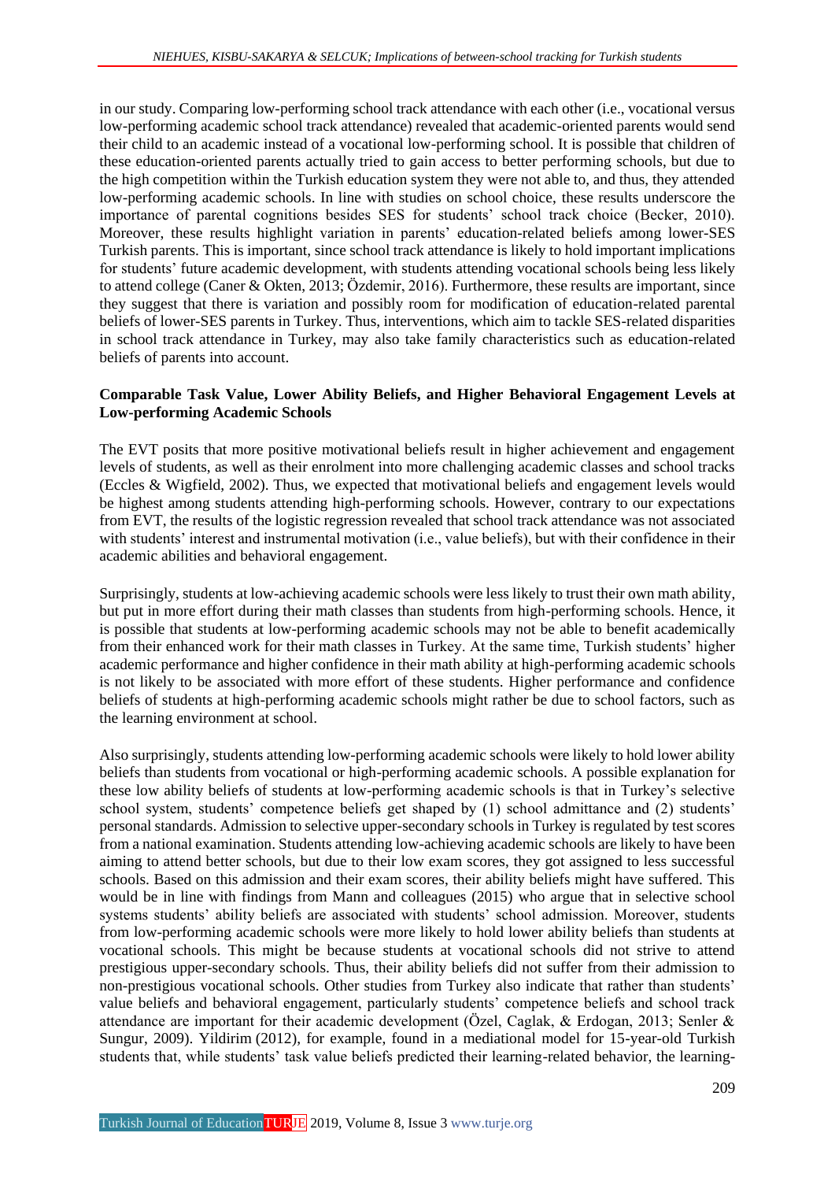in our study. Comparing low-performing school track attendance with each other (i.e., vocational versus low-performing academic school track attendance) revealed that academic-oriented parents would send their child to an academic instead of a vocational low-performing school. It is possible that children of these education-oriented parents actually tried to gain access to better performing schools, but due to the high competition within the Turkish education system they were not able to, and thus, they attended low-performing academic schools. In line with studies on school choice, these results underscore the importance of parental cognitions besides SES for students' school track choice (Becker, 2010). Moreover, these results highlight variation in parents' education-related beliefs among lower-SES Turkish parents. This is important, since school track attendance is likely to hold important implications for students' future academic development, with students attending vocational schools being less likely to attend college (Caner & Okten, 2013; Özdemir, 2016). Furthermore, these results are important, since they suggest that there is variation and possibly room for modification of education-related parental beliefs of lower-SES parents in Turkey. Thus, interventions, which aim to tackle SES-related disparities in school track attendance in Turkey, may also take family characteristics such as education-related beliefs of parents into account.

**Comparable Task Value, Lower Ability Beliefs, and Higher Behavioral Engagement Levels at Low-performing Academic Schools**

The EVT posits that more positive motivational beliefs result in higher achievement and engagement levels of students, as well as their enrolment into more challenging academic classes and school tracks (Eccles & Wigfield, 2002). Thus, we expected that motivational beliefs and engagement levels would be highest among students attending high-performing schools. However, contrary to our expectations from EVT, the results of the logistic regression revealed that school track attendance was not associated with students' interest and instrumental motivation (i.e., value beliefs), but with their confidence in their academic abilities and behavioral engagement.

Surprisingly, students at low-achieving academic schools were less likely to trust their own math ability, but put in more effort during their math classes than students from high-performing schools. Hence, it is possible that students at low-performing academic schools may not be able to benefit academically from their enhanced work for their math classes in Turkey. At the same time, Turkish students' higher academic performance and higher confidence in their math ability at high-performing academic schools is not likely to be associated with more effort of these students. Higher performance and confidence beliefs of students at high-performing academic schools might rather be due to school factors, such as the learning environment at school.

Also surprisingly, students attending low-performing academic schools were likely to hold lower ability beliefs than students from vocational or high-performing academic schools. A possible explanation for these low ability beliefs of students at low-performing academic schools is that in Turkey's selective school system, students' competence beliefs get shaped by (1) school admittance and (2) students' personal standards. Admission to selective upper-secondary schools in Turkey is regulated by test scores from a national examination. Students attending low-achieving academic schools are likely to have been aiming to attend better schools, but due to their low exam scores, they got assigned to less successful schools. Based on this admission and their exam scores, their ability beliefs might have suffered. This would be in line with findings from Mann and colleagues (2015) who argue that in selective school systems students' ability beliefs are associated with students' school admission. Moreover, students from low-performing academic schools were more likely to hold lower ability beliefs than students at vocational schools. This might be because students at vocational schools did not strive to attend prestigious upper-secondary schools. Thus, their ability beliefs did not suffer from their admission to non-prestigious vocational schools. Other studies from Turkey also indicate that rather than students' value beliefs and behavioral engagement, particularly students' competence beliefs and school track attendance are important for their academic development (Özel, Caglak, & Erdogan, 2013; Senler & Sungur, 2009). Yildirim (2012), for example, found in a mediational model for 15-year-old Turkish students that, while students' task value beliefs predicted their learning-related behavior, the learning-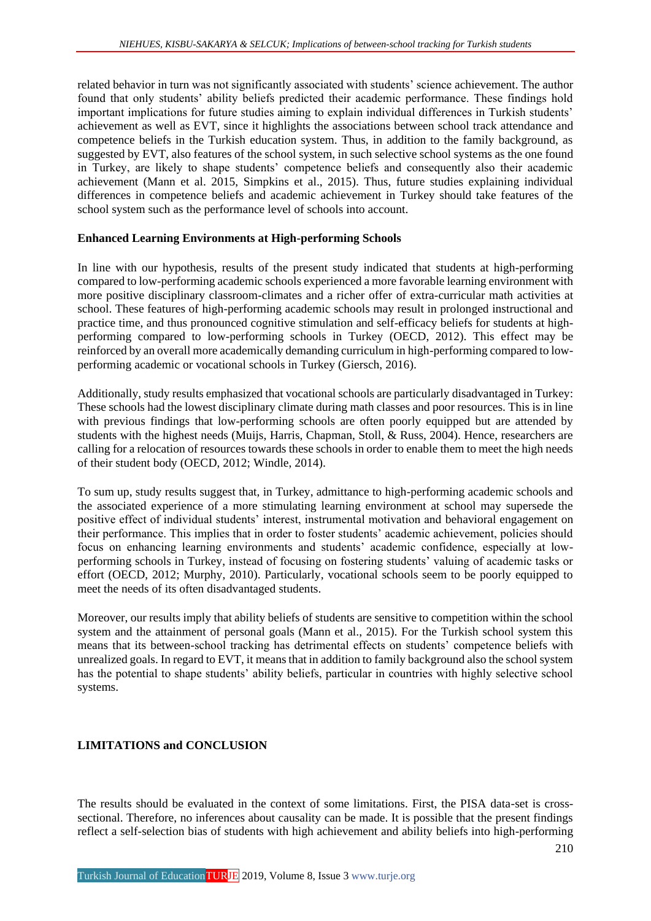related behavior in turn was not significantly associated with students' science achievement. The author found that only students' ability beliefs predicted their academic performance. These findings hold important implications for future studies aiming to explain individual differences in Turkish students' achievement as well as EVT, since it highlights the associations between school track attendance and competence beliefs in the Turkish education system. Thus, in addition to the family background, as suggested by EVT, also features of the school system, in such selective school systems as the one found in Turkey, are likely to shape students' competence beliefs and consequently also their academic achievement (Mann et al. 2015, Simpkins et al., 2015). Thus, future studies explaining individual differences in competence beliefs and academic achievement in Turkey should take features of the school system such as the performance level of schools into account.

### Enhanced Learning Environments at High-performing Schools

In line with our hypothesis, results of the present study indicated that students at high-performing compared to low-performing academic schools experienced a more favorable learning environment with more positive disciplinary classroom-climates and a richer offer of extra-curricular math activities at school. These features of high-performing academic schools may result in prolonged instructional and practice time, and thus pronounced cognitive stimulation and self-efficacy beliefs for students at high-performing compared to low-performing schools in Turkey (OECD, 2012). This effect may be reinforced by an overall more academically demanding curriculum in high-performing compared to low-performing academic or vocational schools in Turkey (Giersch, 2016).

Additionally, study results emphasized that vocational schools are particularly disadvantaged in Turkey: These schools had the lowest disciplinary climate during math classes and poor resources. This is in line with previous findings that low-performing schools are often poorly equipped but are attended by students with the highest needs (Muijs, Harris, Chapman, Stoll, & Russ, 2004). Hence, researchers are calling for a relocation of resources towards these schools in order to enable them to meet the high needs of their student body (OECD, 2012; Windle, 2014).

To sum up, study results suggest that, in Turkey, admittance to high-performing academic schools and the associated experience of a more stimulating learning environment at school may supersede the positive effect of individual students' interest, instrumental motivation and behavioral engagement on their performance. This implies that in order to foster students' academic achievement, policies should focus on enhancing learning environments and students' academic confidence, especially at low-performing schools in Turkey, instead of focusing on fostering students' valuing of academic tasks or effort (OECD, 2012; Murphy, 2010). Particularly, vocational schools seem to be poorly equipped to meet the needs of its often disadvantaged students.

Moreover, our results imply that ability beliefs of students are sensitive to competition within the school system and the attainment of personal goals (Mann et al., 2015). For the Turkish school system this means that its between-school tracking has detrimental effects on students' competence beliefs with unrealized goals. In regard to EVT, it means that in addition to family background also the school system has the potential to shape students' ability beliefs, particular in countries with highly selective school systems.

## LIMITATIONS and CONCLUSION

The results should be evaluated in the context of some limitations. First, the PISA data-set is cross-sectional. Therefore, no inferences about causality can be made. It is possible that the present findings reflect a self-selection bias of students with high achievement and ability beliefs into high-performing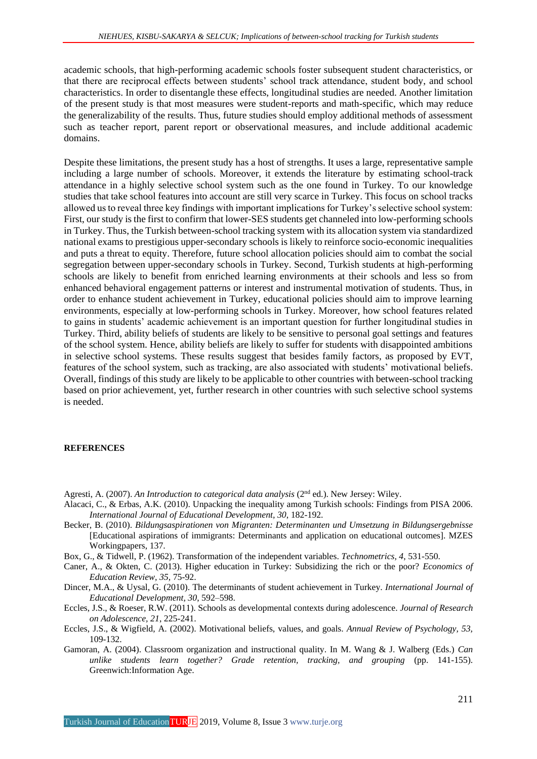academic schools, that high-performing academic schools foster subsequent student characteristics, or that there are reciprocal effects between students' school track attendance, student body, and school characteristics. In order to disentangle these effects, longitudinal studies are needed. Another limitation of the present study is that most measures were student-reports and math-specific, which may reduce the generalizability of the results. Thus, future studies should employ additional methods of assessment such as teacher report, parent report or observational measures, and include additional academic domains.

Despite these limitations, the present study has a host of strengths. It uses a large, representative sample including a large number of schools. Moreover, it extends the literature by estimating school-track attendance in a highly selective school system such as the one found in Turkey. To our knowledge studies that take school features into account are still very scarce in Turkey. This focus on school tracks allowed us to reveal three key findings with important implications for Turkey's selective school system: First, our study is the first to confirm that lower-SES students get channeled into low-performing schools in Turkey. Thus, the Turkish between-school tracking system with its allocation system via standardized national exams to prestigious upper-secondary schools is likely to reinforce socio-economic inequalities and puts a threat to equity. Therefore, future school allocation policies should aim to combat the social segregation between upper-secondary schools in Turkey. Second, Turkish students at high-performing schools are likely to benefit from enriched learning environments at their schools and less so from enhanced behavioral engagement patterns or interest and instrumental motivation of students. Thus, in order to enhance student achievement in Turkey, educational policies should aim to improve learning environments, especially at low-performing schools in Turkey. Moreover, how school features related to gains in students' academic achievement is an important question for further longitudinal studies in Turkey. Third, ability beliefs of students are likely to be sensitive to personal goal settings and features of the school system. Hence, ability beliefs are likely to suffer for students with disappointed ambitions in selective school systems. These results suggest that besides family factors, as proposed by EVT, features of the school system, such as tracking, are also associated with students' motivational beliefs. Overall, findings of this study are likely to be applicable to other countries with between-school tracking based on prior achievement, yet, further research in other countries with such selective school systems is needed.

## REFERENCES

Agresti, A. (2007). *An Introduction to categorical data analysis* (2nd ed.). New Jersey: Wiley.

Alacaci, C., & Erbas, A.K. (2010). Unpacking the inequality among Turkish schools: Findings from PISA 2006. *International Journal of Educational Development, 30*, 182-192.

Becker, B. (2010). *Bildungsaspirationen von Migranten: Determinanten und Umsetzung in Bildungsergebnisse* [Educational aspirations of immigrants: Determinants and application on educational outcomes]. MZES Workingpapers, 137.

Box, G., & Tidwell, P. (1962). Transformation of the independent variables. *Technometrics, 4*, 531-550.

Caner, A., & Okten, C. (2013). Higher education in Turkey: Subsidizing the rich or the poor? *Economics of Education Review, 35*, 75-92.

Dincer, M.A., & Uysal, G. (2010). The determinants of student achievement in Turkey. *International Journal of Educational Development, 30*, 592–598.

Eccles, J.S., & Roeser, R.W. (2011). Schools as developmental contexts during adolescence. *Journal of Research on Adolescence, 21*, 225-241.

Eccles, J.S., & Wigfield, A. (2002). Motivational beliefs, values, and goals. *Annual Review of Psychology, 53,* 109-132.

Gamoran, A. (2004). Classroom organization and instructional quality. In M. Wang & J. Walberg (Eds.) *Can unlike students learn together? Grade retention, tracking, and grouping* (pp. 141-155). Greenwich:Information Age.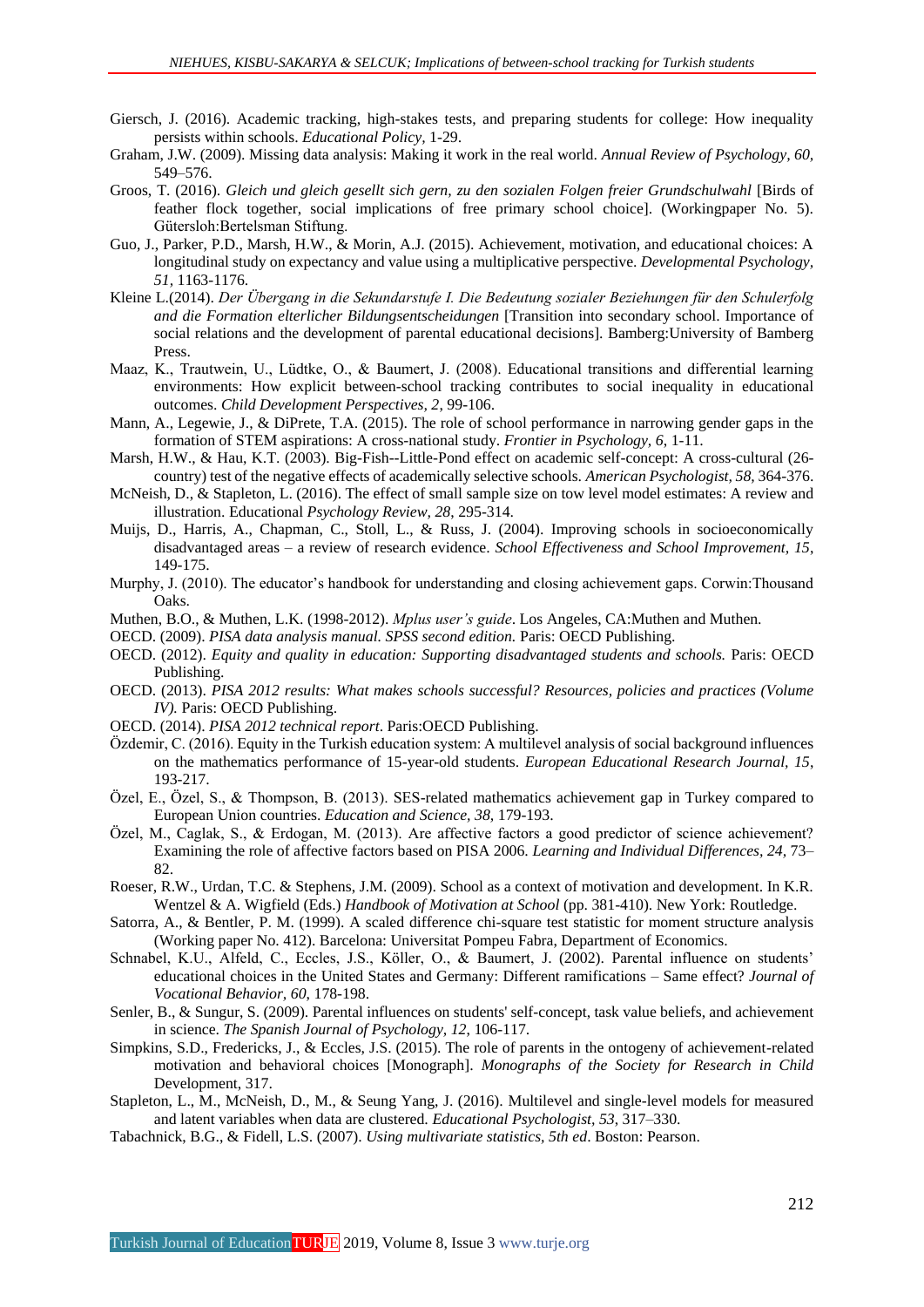Giersch, J. (2016). Academic tracking, high-stakes tests, and preparing students for college: How inequality persists within schools. *Educational Policy*, 1-29.

Graham, J.W. (2009). Missing data analysis: Making it work in the real world. *Annual Review of Psychology, 60,* 549–576.

Groos, T. (2016). *Gleich und gleich gesellt sich gern, zu den sozialen Folgen freier Grundschulwahl* [Birds of feather flock together, social implications of free primary school choice]. (Workingpaper No. 5). Gütersloh:Bertelsman Stiftung.

Guo, J., Parker, P.D., Marsh, H.W., & Morin, A.J. (2015). Achievement, motivation, and educational choices: A longitudinal study on expectancy and value using a multiplicative perspective. *Developmental Psychology, 51,* 1163-1176.

Kleine L.(2014). *Der Übergang in die Sekundarstufe I. Die Bedeutung sozialer Beziehungen für den Schulerfolg and die Formation elterlicher Bildungsentscheidungen* [Transition into secondary school. Importance of social relations and the development of parental educational decisions]. Bamberg:University of Bamberg Press.

Maaz, K., Trautwein, U., Lüdtke, O., & Baumert, J. (2008). Educational transitions and differential learning environments: How explicit between-school tracking contributes to social inequality in educational outcomes. *Child Development Perspectives, 2,* 99-106.

Mann, A., Legewie, J., & DiPrete, T.A. (2015). The role of school performance in narrowing gender gaps in the formation of STEM aspirations: A cross-national study. *Frontier in Psychology, 6*, 1-11.

Marsh, H.W., & Hau, K.T. (2003). Big-Fish--Little-Pond effect on academic self-concept: A cross-cultural (26-country) test of the negative effects of academically selective schools. *American Psychologist, 58,* 364-376.

McNeish, D., & Stapleton, L. (2016). The effect of small sample size on tow level model estimates: A review and illustration. Educational *Psychology Review, 28,* 295-314.

Muijs, D., Harris, A., Chapman, C., Stoll, L., & Russ, J. (2004). Improving schools in socioeconomically disadvantaged areas – a review of research evidence. *School Effectiveness and School Improvement, 15*, 149-175.

Murphy, J. (2010). The educator's handbook for understanding and closing achievement gaps. Corwin:Thousand Oaks.

Muthen, B.O., & Muthen, L.K. (1998-2012). *Mplus user's guide*. Los Angeles, CA:Muthen and Muthen.

OECD. (2009). *PISA data analysis manual. SPSS second edition.* Paris: OECD Publishing.

OECD. (2012). *Equity and quality in education: Supporting disadvantaged students and schools.* Paris: OECD Publishing.

OECD. (2013). *PISA 2012 results: What makes schools successful? Resources, policies and practices (Volume IV).* Paris: OECD Publishing.

OECD. (2014). *PISA 2012 technical report*. Paris:OECD Publishing.

Özdemir, C. (2016). Equity in the Turkish education system: A multilevel analysis of social background influences on the mathematics performance of 15-year-old students. *European Educational Research Journal, 15*, 193-217.

Özel, E., Özel, S., & Thompson, B. (2013). SES-related mathematics achievement gap in Turkey compared to European Union countries. *Education and Science, 38,* 179-193.

Özel, M., Caglak, S., & Erdogan, M. (2013). Are affective factors a good predictor of science achievement? Examining the role of affective factors based on PISA 2006. *Learning and Individual Differences, 24,* 73–82.

Roeser, R.W., Urdan, T.C. & Stephens, J.M. (2009). School as a context of motivation and development. In K.R. Wentzel & A. Wigfield (Eds.) *Handbook of Motivation at School* (pp. 381-410). New York: Routledge.

Satorra, A., & Bentler, P. M. (1999). A scaled difference chi-square test statistic for moment structure analysis (Working paper No. 412). Barcelona: Universitat Pompeu Fabra, Department of Economics.

Schnabel, K.U., Alfeld, C., Eccles, J.S., Köller, O., & Baumert, J. (2002). Parental influence on students' educational choices in the United States and Germany: Different ramifications – Same effect? *Journal of Vocational Behavior, 60*, 178-198.

Senler, B., & Sungur, S. (2009). Parental influences on students' self-concept, task value beliefs, and achievement in science. *The Spanish Journal of Psychology, 12*, 106-117.

Simpkins, S.D., Fredericks, J., & Eccles, J.S. (2015). The role of parents in the ontogeny of achievement-related motivation and behavioral choices [Monograph]. *Monographs of the Society for Research in Child* Development, 317.

Stapleton, L., M., McNeish, D., M., & Seung Yang, J. (2016). Multilevel and single-level models for measured and latent variables when data are clustered. *Educational Psychologist, 53,* 317–330.

Tabachnick, B.G., & Fidell, L.S. (2007). *Using multivariate statistics, 5th ed*. Boston: Pearson.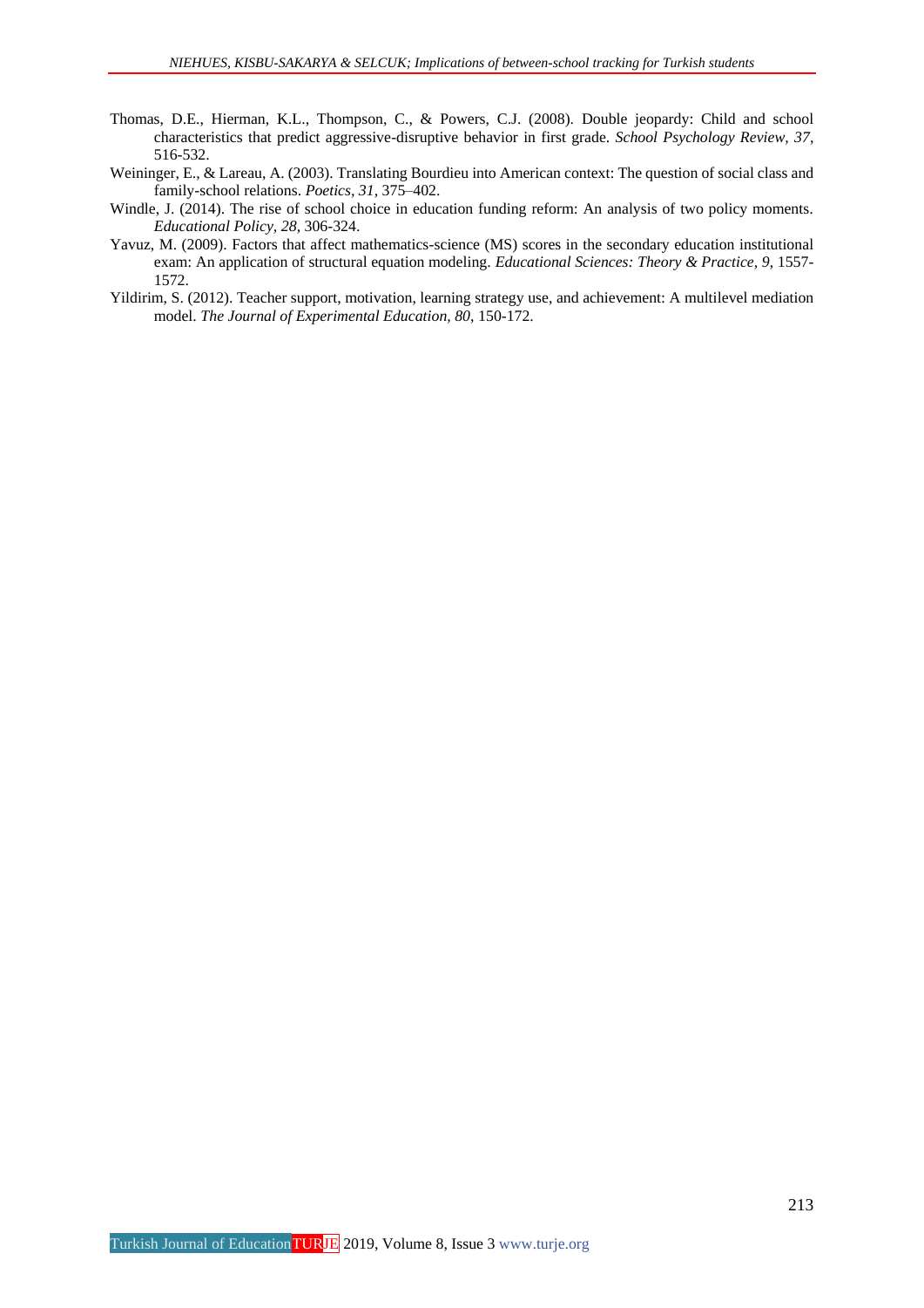Thomas, D.E., Hierman, K.L., Thompson, C., & Powers, C.J. (2008). Double jeopardy: Child and school characteristics that predict aggressive-disruptive behavior in first grade. *School Psychology Review, 37*, 516-532.

Weininger, E., & Lareau, A. (2003). Translating Bourdieu into American context: The question of social class and family-school relations. *Poetics*, *31*, 375–402.

Windle, J. (2014). The rise of school choice in education funding reform: An analysis of two policy moments. *Educational Policy, 28*, 306-324.

Yavuz, M. (2009). Factors that affect mathematics-science (MS) scores in the secondary education institutional exam: An application of structural equation modeling. *Educational Sciences: Theory & Practice, 9*, 1557-1572.

Yildirim, S. (2012). Teacher support, motivation, learning strategy use, and achievement: A multilevel mediation model. *The Journal of Experimental Education, 80*, 150-172.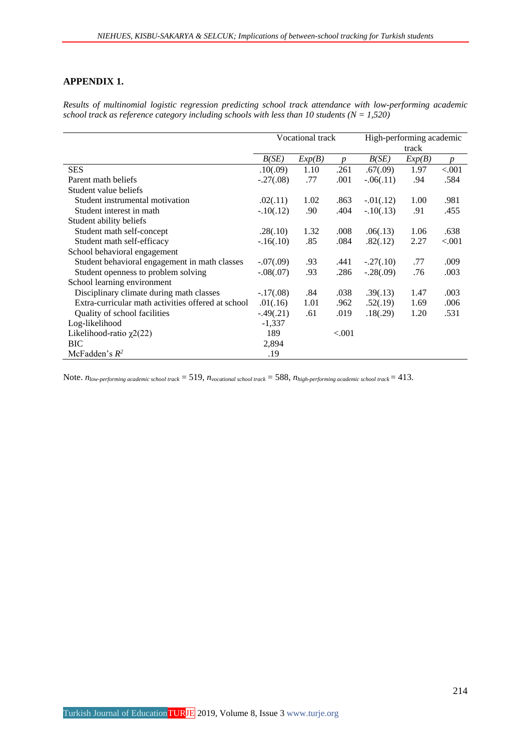## APPENDIX 1.

*Results of multinomial logistic regression predicting school track attendance with low-performing academic school track as reference category including schools with less than 10 students (N = 1,520)*

| | Vocational track | | | High-performing academic track | | |
|---|---|---|---|---|---|---|
| | *B(SE)* | *Exp(B)* | *p* | *B(SE)* | *Exp(B)* | *p* |
| SES | .10(.09) | 1.10 | .261 | .67(.09) | 1.97 | <.001 |
| Parent math beliefs | -.27(.08) | .77 | .001 | -.06(.11) | .94 | .584 |
| Student value beliefs | | | | | | |
| Student instrumental motivation | .02(.11) | 1.02 | .863 | -.01(.12) | 1.00 | .981 |
| Student interest in math | -.10(.12) | .90 | .404 | -.10(.13) | .91 | .455 |
| Student ability beliefs | | | | | | |
| Student math self-concept | .28(.10) | 1.32 | .008 | .06(.13) | 1.06 | .638 |
| Student math self-efficacy | -.16(.10) | .85 | .084 | .82(.12) | 2.27 | <.001 |
| School behavioral engagement | | | | | | |
| Student behavioral engagement in math classes | -.07(.09) | .93 | .441 | -.27(.10) | .77 | .009 |
| Student openness to problem solving | -.08(.07) | .93 | .286 | -.28(.09) | .76 | .003 |
| School learning environment | | | | | | |
| Disciplinary climate during math classes | -.17(.08) | .84 | .038 | .39(.13) | 1.47 | .003 |
| Extra-curricular math activities offered at school | .01(.16) | 1.01 | .962 | .52(.19) | 1.69 | .006 |
| Quality of school facilities | -.49(.21) | .61 | .019 | .18(.29) | 1.20 | .531 |
| Log-likelihood | -1,337 | | | | | |
| Likelihood-ratio $\chi2(22)$ | 189 | | <.001 | | | |
| BIC | 2,894 | | | | | |
| McFadden's $R^2$ | .19 | | | | | |

Note. $n_{low\text{-}performing\ academic\ school\ track}$ = 519, $n_{vocational\ school\ track}$ = 588, $n_{high\text{-}performing\ academic\ school\ track}$ = 413.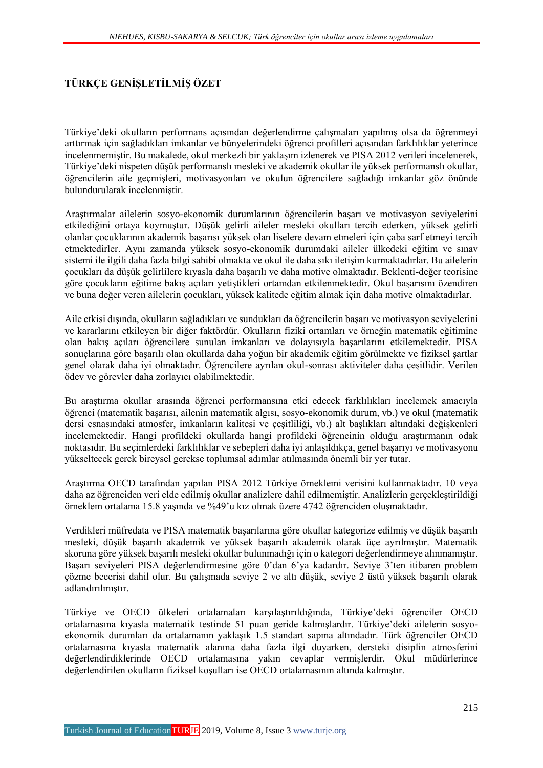## TÜRKÇE GENİŞLETİLMİŞ ÖZET

Türkiye'deki okulların performans açısından değerlendirme çalışmaları yapılmış olsa da öğrenmeyi arttırmak için sağladıkları imkanlar ve bünyelerindeki öğrenci profilleri açısından farklılıklar yeterince incelenmemiştir. Bu makalede, okul merkezli bir yaklaşım izlenerek ve PISA 2012 verileri incelenerek, Türkiye'deki nispeten düşük performanslı mesleki ve akademik okullar ile yüksek performanslı okullar, öğrencilerin aile geçmişleri, motivasyonları ve okulun öğrencilere sağladığı imkanlar göz önünde bulundurularak incelenmiştir.

Araştırmalar ailelerin sosyo-ekonomik durumlarının öğrencilerin başarı ve motivasyon seviyelerini etkilediğini ortaya koymuştur. Düşük gelirli aileler mesleki okulları tercih ederken, yüksek gelirli olanlar çocuklarının akademik başarısı yüksek olan liselere devam etmeleri için çaba sarf etmeyi tercih etmektedirler. Aynı zamanda yüksek sosyo-ekonomik durumdaki aileler ülkedeki eğitim ve sınav sistemi ile ilgili daha fazla bilgi sahibi olmakta ve okul ile daha sıkı iletişim kurmaktadırlar. Bu ailelerin çocukları da düşük gelirlilere kıyasla daha başarılı ve daha motive olmaktadır. Beklenti-değer teorisine göre çocukların eğitime bakış açıları yetiştikleri ortamdan etkilenmektedir. Okul başarısını özendiren ve buna değer veren ailelerin çocukları, yüksek kalitede eğitim almak için daha motive olmaktadırlar.

Aile etkisi dışında, okulların sağladıkları ve sundukları da öğrencilerin başarı ve motivasyon seviyelerini ve kararlarını etkileyen bir diğer faktördür. Okulların fiziki ortamları ve örneğin matematik eğitimine olan bakış açıları öğrencilere sunulan imkanları ve dolayısıyla başarılarını etkilemektedir. PISA sonuçlarına göre başarılı olan okullarda daha yoğun bir akademik eğitim görülmekte ve fiziksel şartlar genel olarak daha iyi olmaktadır. Öğrencilere ayrılan okul-sonrası aktiviteler daha çeşitlidir. Verilen ödev ve görevler daha zorlayıcı olabilmektedir.

Bu araştırma okullar arasında öğrenci performansına etki edecek farklılıkları incelemek amacıyla öğrenci (matematik başarısı, ailenin matematik algısı, sosyo-ekonomik durum, vb.) ve okul (matematik dersi esnasındaki atmosfer, imkanların kalitesi ve çeşitliliği, vb.) alt başlıkları altındaki değişkenleri incelemektedir. Hangi profildeki okullarda hangi profildeki öğrencinin olduğu araştırmanın odak noktasıdır. Bu seçimlerdeki farklılıklar ve sebepleri daha iyi anlaşıldıkça, genel başarıyı ve motivasyonu yükseltecek gerek bireysel gerekse toplumsal adımlar atılmasında önemli bir yer tutar.

Araştırma OECD tarafından yapılan PISA 2012 Türkiye örneklemi verisini kullanmaktadır. 10 veya daha az öğrenciden veri elde edilmiş okullar analizlere dahil edilmemiştir. Analizlerin gerçekleştirildiği örneklem ortalama 15.8 yaşında ve %49'u kız olmak üzere 4742 öğrenciden oluşmaktadır.

Verdikleri müfredata ve PISA matematik başarılarına göre okullar kategorize edilmiş ve düşük başarılı mesleki, düşük başarılı akademik ve yüksek başarılı akademik olarak üçe ayrılmıştır. Matematik skoruna göre yüksek başarılı mesleki okullar bulunmadığı için o kategori değerlendirmeye alınmamıştır. Başarı seviyeleri PISA değerlendirmesine göre 0'dan 6'ya kadardır. Seviye 3'ten itibaren problem çözme becerisi dahil olur. Bu çalışmada seviye 2 ve altı düşük, seviye 2 üstü yüksek başarılı olarak adlandırılmıştır.

Türkiye ve OECD ülkeleri ortalamaları karşılaştırıldığında, Türkiye'deki öğrenciler OECD ortalamasına kıyasla matematik testinde 51 puan geride kalmışlardır. Türkiye'deki ailelerin sosyo-ekonomik durumları da ortalamanın yaklaşık 1.5 standart sapma altındadır. Türk öğrenciler OECD ortalamasına kıyasla matematik alanına daha fazla ilgi duyarken, dersteki disiplin atmosferini değerlendirdiklerinde OECD ortalamasına yakın cevaplar vermişlerdir. Okul müdürlerince değerlendirilen okulların fiziksel koşulları ise OECD ortalamasının altında kalmıştır.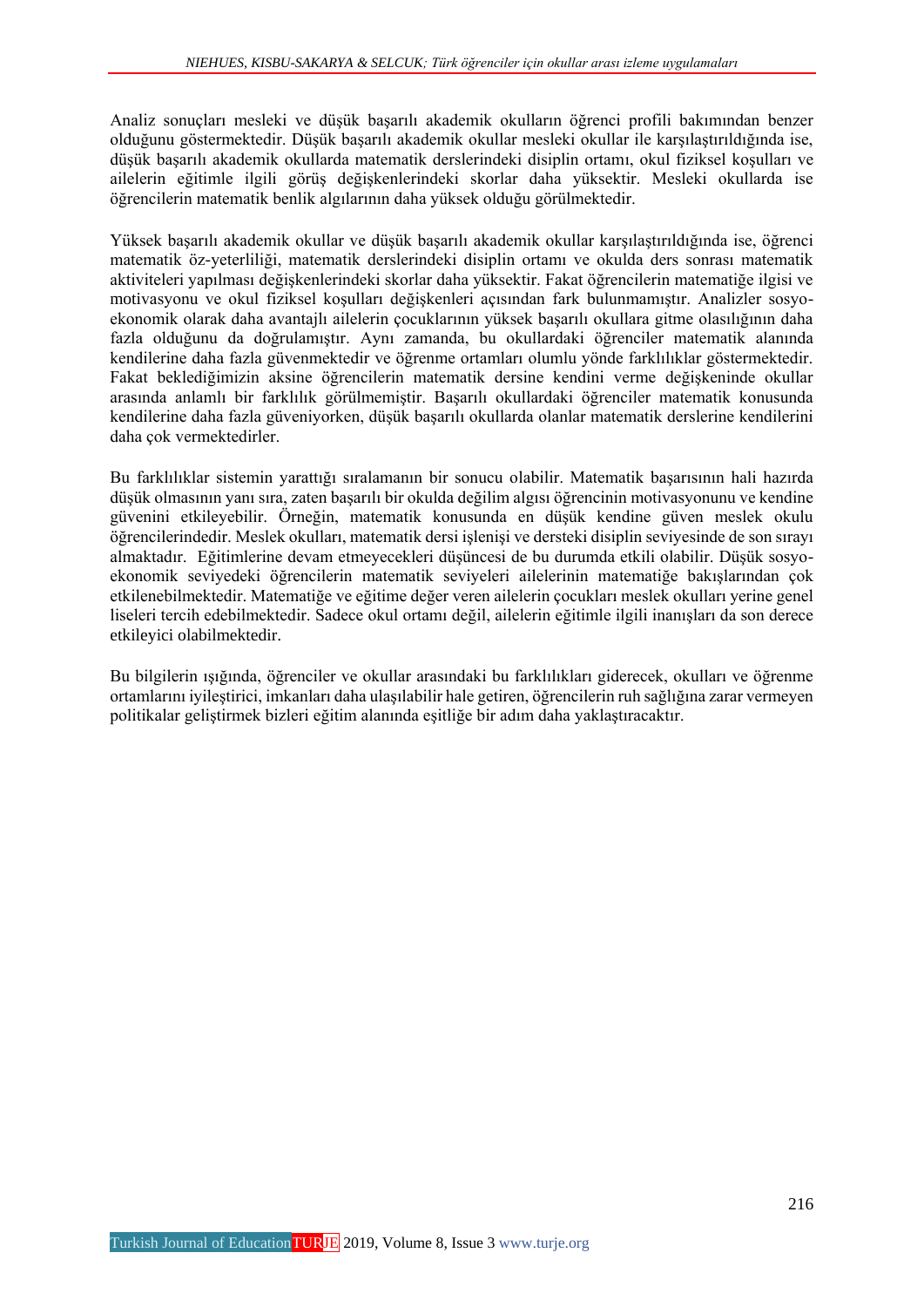Analiz sonuçları mesleki ve düşük başarılı akademik okulların öğrenci profili bakımından benzer olduğunu göstermektedir. Düşük başarılı akademik okullar mesleki okullar ile karşılaştırıldığında ise, düşük başarılı akademik okullarda matematik derslerindeki disiplin ortamı, okul fiziksel koşulları ve ailelerin eğitimle ilgili görüş değişkenlerindeki skorlar daha yüksektir. Mesleki okullarda ise öğrencilerin matematik benlik algılarının daha yüksek olduğu görülmektedir.

Yüksek başarılı akademik okullar ve düşük başarılı akademik okullar karşılaştırıldığında ise, öğrenci matematik öz-yeterliliği, matematik derslerindeki disiplin ortamı ve okulda ders sonrası matematik aktiviteleri yapılması değişkenlerindeki skorlar daha yüksektir. Fakat öğrencilerin matematiğe ilgisi ve motivasyonu ve okul fiziksel koşulları değişkenleri açısından fark bulunmamıştır. Analizler sosyo-ekonomik olarak daha avantajlı ailelerin çocuklarının yüksek başarılı okullara gitme olasılığının daha fazla olduğunu da doğrulamıştır. Aynı zamanda, bu okullardaki öğrenciler matematik alanında kendilerine daha fazla güvenmektedir ve öğrenme ortamları olumlu yönde farklılıklar göstermektedir. Fakat beklediğimizin aksine öğrencilerin matematik dersine kendini verme değişkeninde okullar arasında anlamlı bir farklılık görülmemiştir. Başarılı okullardaki öğrenciler matematik konusunda kendilerine daha fazla güveniyorken, düşük başarılı okullarda olanlar matematik derslerine kendilerini daha çok vermektedirler.

Bu farklılıklar sistemin yarattığı sıralamanın bir sonucu olabilir. Matematik başarısının hali hazırda düşük olmasının yanı sıra, zaten başarılı bir okulda değilim algısı öğrencinin motivasyonunu ve kendine güvenini etkileyebilir. Örneğin, matematik konusunda en düşük kendine güven meslek okulu öğrencilerindedir. Meslek okulları, matematik dersi işlenişi ve dersteki disiplin seviyesinde de son sırayı almaktadır. Eğitimlerine devam etmeyecekleri düşüncesi de bu durumda etkili olabilir. Düşük sosyo-ekonomik seviyedeki öğrencilerin matematik seviyeleri ailelerinin matematiğe bakışlarından çok etkilenebilmektedir. Matematiğe ve eğitime değer veren ailelerin çocukları meslek okulları yerine genel liseleri tercih edebilmektedir. Sadece okul ortamı değil, ailelerin eğitimle ilgili inanışları da son derece etkileyici olabilmektedir.

Bu bilgilerin ışığında, öğrenciler ve okullar arasındaki bu farklılıkları giderecek, okulları ve öğrenme ortamlarını iyileştirici, imkanları daha ulaşılabilir hale getiren, öğrencilerin ruh sağlığına zarar vermeyen politikalar geliştirmek bizleri eğitim alanında eşitliğe bir adım daha yaklaştıracaktır.